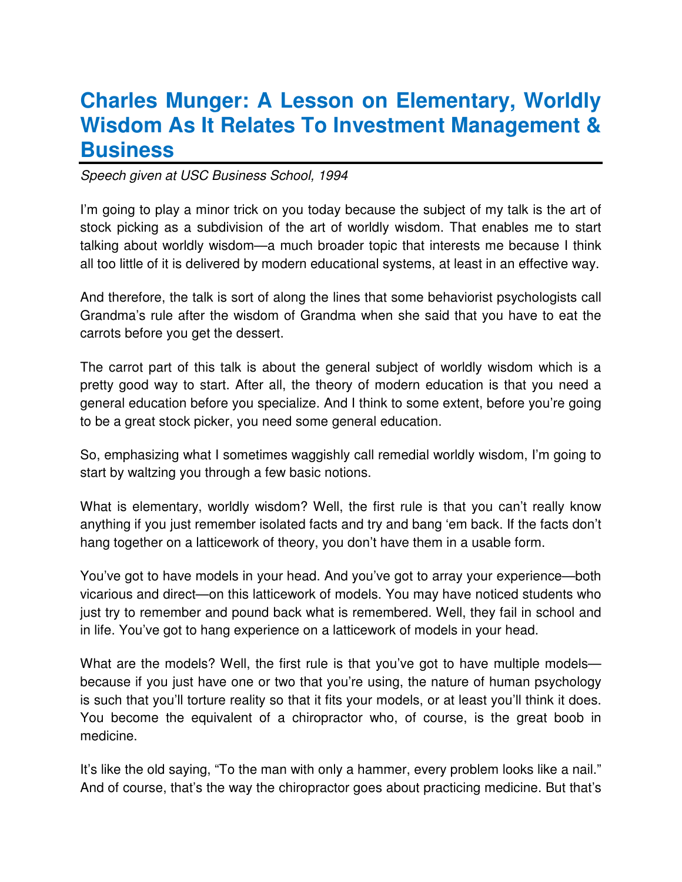# Charles Munger: A Lesson on Elementary, Worldly Wisdom As It Relates To Investment Management & Business

*Speech given at USC Business School, 1994*

I'm going to play a minor trick on you today because the subject of my talk is the art of stock picking as a subdivision of the art of worldly wisdom. That enables me to start talking about worldly wisdom—a much broader topic that interests me because I think all too little of it is delivered by modern educational systems, at least in an effective way.

And therefore, the talk is sort of along the lines that some behaviorist psychologists call Grandma's rule after the wisdom of Grandma when she said that you have to eat the carrots before you get the dessert.

The carrot part of this talk is about the general subject of worldly wisdom which is a pretty good way to start. After all, the theory of modern education is that you need a general education before you specialize. And I think to some extent, before you're going to be a great stock picker, you need some general education.

So, emphasizing what I sometimes waggishly call remedial worldly wisdom, I'm going to start by waltzing you through a few basic notions.

What is elementary, worldly wisdom? Well, the first rule is that you can't really know anything if you just remember isolated facts and try and bang 'em back. If the facts don't hang together on a latticework of theory, you don't have them in a usable form.

You've got to have models in your head. And you've got to array your experience—both vicarious and direct—on this latticework of models. You may have noticed students who just try to remember and pound back what is remembered. Well, they fail in school and in life. You've got to hang experience on a latticework of models in your head.

What are the models? Well, the first rule is that you've got to have multiple models—because if you just have one or two that you're using, the nature of human psychology is such that you'll torture reality so that it fits your models, or at least you'll think it does. You become the equivalent of a chiropractor who, of course, is the great boob in medicine.

It's like the old saying, "To the man with only a hammer, every problem looks like a nail." And of course, that's the way the chiropractor goes about practicing medicine. But that's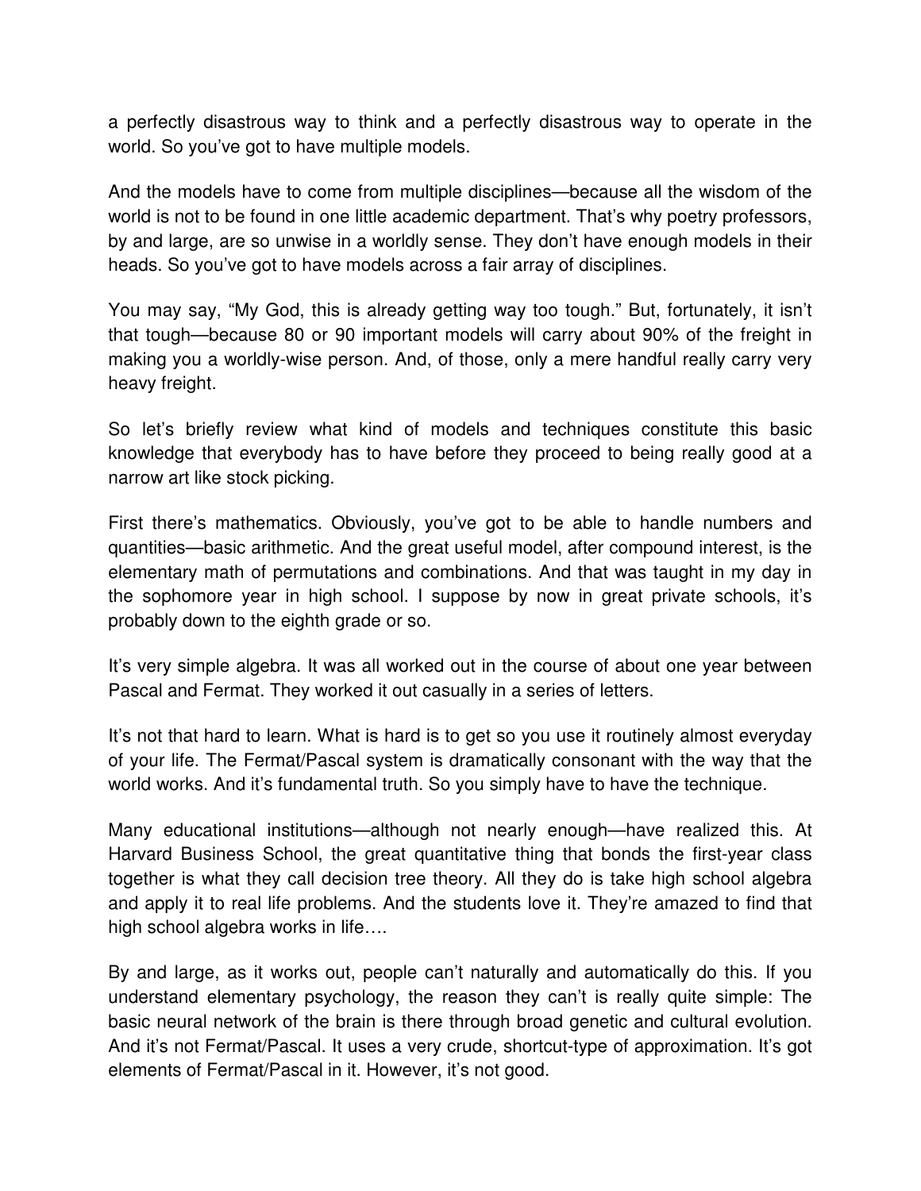a perfectly disastrous way to think and a perfectly disastrous way to operate in the world. So you've got to have multiple models.

And the models have to come from multiple disciplines—because all the wisdom of the world is not to be found in one little academic department. That's why poetry professors, by and large, are so unwise in a worldly sense. They don't have enough models in their heads. So you've got to have models across a fair array of disciplines.

You may say, "My God, this is already getting way too tough." But, fortunately, it isn't that tough—because 80 or 90 important models will carry about 90% of the freight in making you a worldly-wise person. And, of those, only a mere handful really carry very heavy freight.

So let's briefly review what kind of models and techniques constitute this basic knowledge that everybody has to have before they proceed to being really good at a narrow art like stock picking.

First there's mathematics. Obviously, you've got to be able to handle numbers and quantities—basic arithmetic. And the great useful model, after compound interest, is the elementary math of permutations and combinations. And that was taught in my day in the sophomore year in high school. I suppose by now in great private schools, it's probably down to the eighth grade or so.

It's very simple algebra. It was all worked out in the course of about one year between Pascal and Fermat. They worked it out casually in a series of letters.

It's not that hard to learn. What is hard is to get so you use it routinely almost everyday of your life. The Fermat/Pascal system is dramatically consonant with the way that the world works. And it's fundamental truth. So you simply have to have the technique.

Many educational institutions—although not nearly enough—have realized this. At Harvard Business School, the great quantitative thing that bonds the first-year class together is what they call decision tree theory. All they do is take high school algebra and apply it to real life problems. And the students love it. They're amazed to find that high school algebra works in life….

By and large, as it works out, people can't naturally and automatically do this. If you understand elementary psychology, the reason they can't is really quite simple: The basic neural network of the brain is there through broad genetic and cultural evolution. And it's not Fermat/Pascal. It uses a very crude, shortcut-type of approximation. It's got elements of Fermat/Pascal in it. However, it's not good.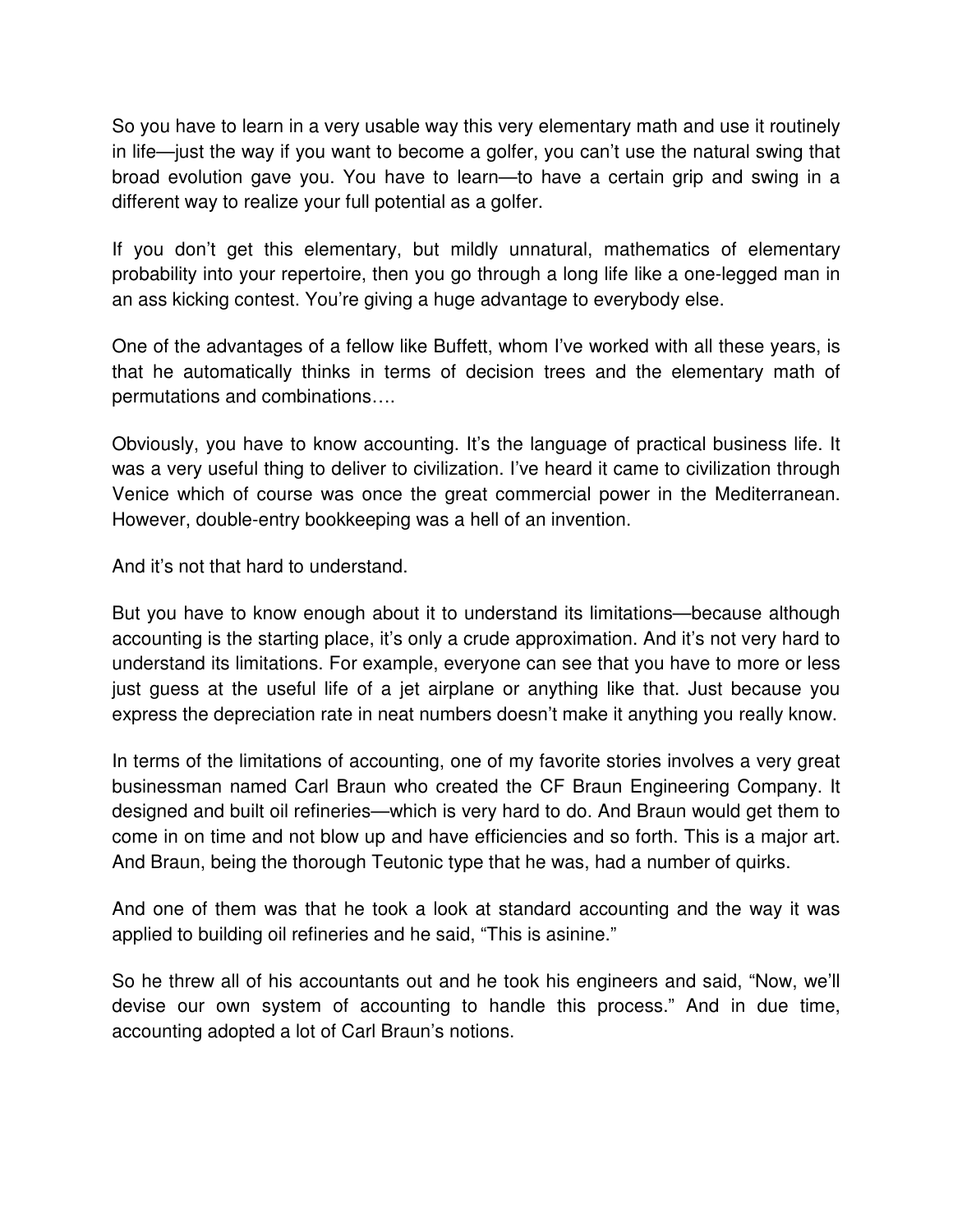So you have to learn in a very usable way this very elementary math and use it routinely in life—just the way if you want to become a golfer, you can't use the natural swing that broad evolution gave you. You have to learn—to have a certain grip and swing in a different way to realize your full potential as a golfer.

If you don't get this elementary, but mildly unnatural, mathematics of elementary probability into your repertoire, then you go through a long life like a one-legged man in an ass kicking contest. You're giving a huge advantage to everybody else.

One of the advantages of a fellow like Buffett, whom I've worked with all these years, is that he automatically thinks in terms of decision trees and the elementary math of permutations and combinations….

Obviously, you have to know accounting. It's the language of practical business life. It was a very useful thing to deliver to civilization. I've heard it came to civilization through Venice which of course was once the great commercial power in the Mediterranean. However, double-entry bookkeeping was a hell of an invention.

And it's not that hard to understand.

But you have to know enough about it to understand its limitations—because although accounting is the starting place, it's only a crude approximation. And it's not very hard to understand its limitations. For example, everyone can see that you have to more or less just guess at the useful life of a jet airplane or anything like that. Just because you express the depreciation rate in neat numbers doesn't make it anything you really know.

In terms of the limitations of accounting, one of my favorite stories involves a very great businessman named Carl Braun who created the CF Braun Engineering Company. It designed and built oil refineries—which is very hard to do. And Braun would get them to come in on time and not blow up and have efficiencies and so forth. This is a major art. And Braun, being the thorough Teutonic type that he was, had a number of quirks.

And one of them was that he took a look at standard accounting and the way it was applied to building oil refineries and he said, "This is asinine."

So he threw all of his accountants out and he took his engineers and said, "Now, we'll devise our own system of accounting to handle this process." And in due time, accounting adopted a lot of Carl Braun's notions.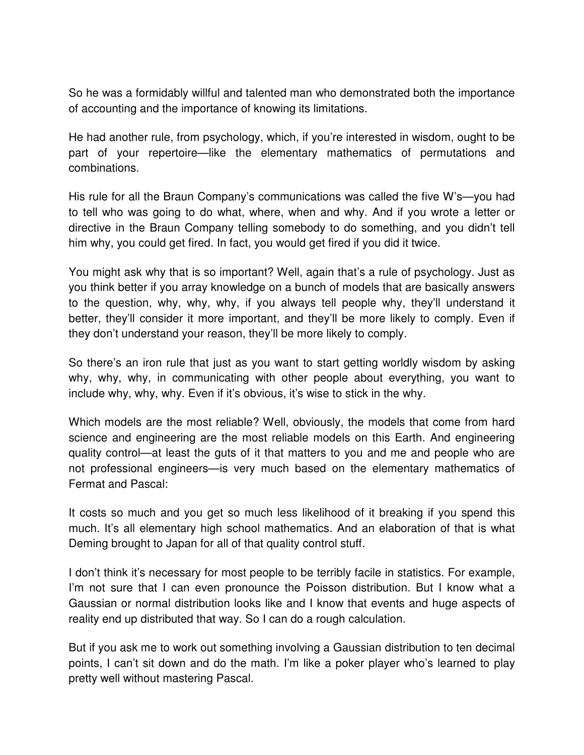So he was a formidably willful and talented man who demonstrated both the importance of accounting and the importance of knowing its limitations.

He had another rule, from psychology, which, if you're interested in wisdom, ought to be part of your repertoire—like the elementary mathematics of permutations and combinations.

His rule for all the Braun Company's communications was called the five W's—you had to tell who was going to do what, where, when and why. And if you wrote a letter or directive in the Braun Company telling somebody to do something, and you didn't tell him why, you could get fired. In fact, you would get fired if you did it twice.

You might ask why that is so important? Well, again that's a rule of psychology. Just as you think better if you array knowledge on a bunch of models that are basically answers to the question, why, why, why, if you always tell people why, they'll understand it better, they'll consider it more important, and they'll be more likely to comply. Even if they don't understand your reason, they'll be more likely to comply.

So there's an iron rule that just as you want to start getting worldly wisdom by asking why, why, why, in communicating with other people about everything, you want to include why, why, why. Even if it's obvious, it's wise to stick in the why.

Which models are the most reliable? Well, obviously, the models that come from hard science and engineering are the most reliable models on this Earth. And engineering quality control—at least the guts of it that matters to you and me and people who are not professional engineers—is very much based on the elementary mathematics of Fermat and Pascal:

It costs so much and you get so much less likelihood of it breaking if you spend this much. It's all elementary high school mathematics. And an elaboration of that is what Deming brought to Japan for all of that quality control stuff.

I don't think it's necessary for most people to be terribly facile in statistics. For example, I'm not sure that I can even pronounce the Poisson distribution. But I know what a Gaussian or normal distribution looks like and I know that events and huge aspects of reality end up distributed that way. So I can do a rough calculation.

But if you ask me to work out something involving a Gaussian distribution to ten decimal points, I can't sit down and do the math. I'm like a poker player who's learned to play pretty well without mastering Pascal.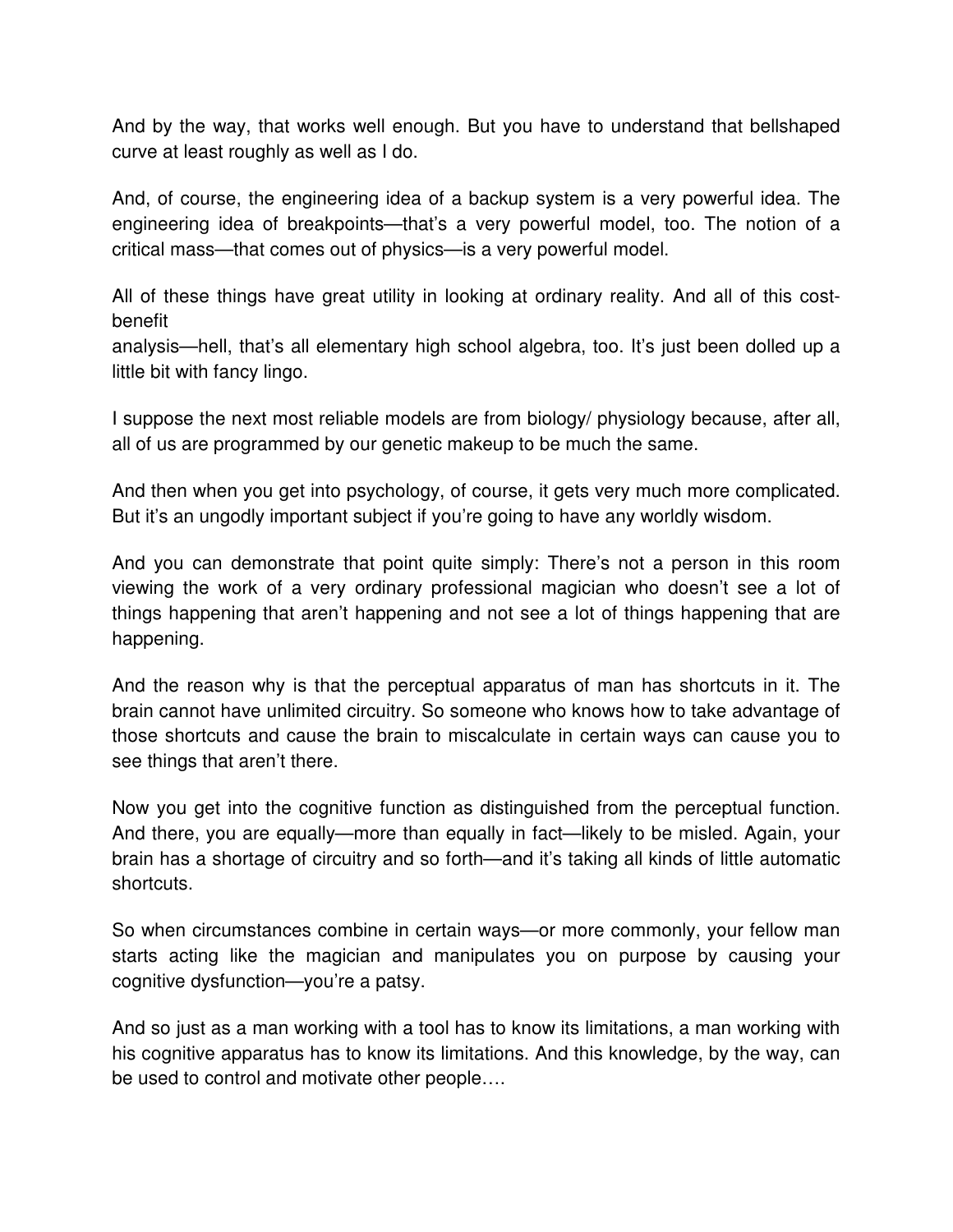And by the way, that works well enough. But you have to understand that bellshaped curve at least roughly as well as I do.

And, of course, the engineering idea of a backup system is a very powerful idea. The engineering idea of breakpoints—that's a very powerful model, too. The notion of a critical mass—that comes out of physics—is a very powerful model.

All of these things have great utility in looking at ordinary reality. And all of this cost-benefit analysis—hell, that's all elementary high school algebra, too. It's just been dolled up a little bit with fancy lingo.

I suppose the next most reliable models are from biology/ physiology because, after all, all of us are programmed by our genetic makeup to be much the same.

And then when you get into psychology, of course, it gets very much more complicated. But it's an ungodly important subject if you're going to have any worldly wisdom.

And you can demonstrate that point quite simply: There's not a person in this room viewing the work of a very ordinary professional magician who doesn't see a lot of things happening that aren't happening and not see a lot of things happening that are happening.

And the reason why is that the perceptual apparatus of man has shortcuts in it. The brain cannot have unlimited circuitry. So someone who knows how to take advantage of those shortcuts and cause the brain to miscalculate in certain ways can cause you to see things that aren't there.

Now you get into the cognitive function as distinguished from the perceptual function. And there, you are equally—more than equally in fact—likely to be misled. Again, your brain has a shortage of circuitry and so forth—and it's taking all kinds of little automatic shortcuts.

So when circumstances combine in certain ways—or more commonly, your fellow man starts acting like the magician and manipulates you on purpose by causing your cognitive dysfunction—you're a patsy.

And so just as a man working with a tool has to know its limitations, a man working with his cognitive apparatus has to know its limitations. And this knowledge, by the way, can be used to control and motivate other people….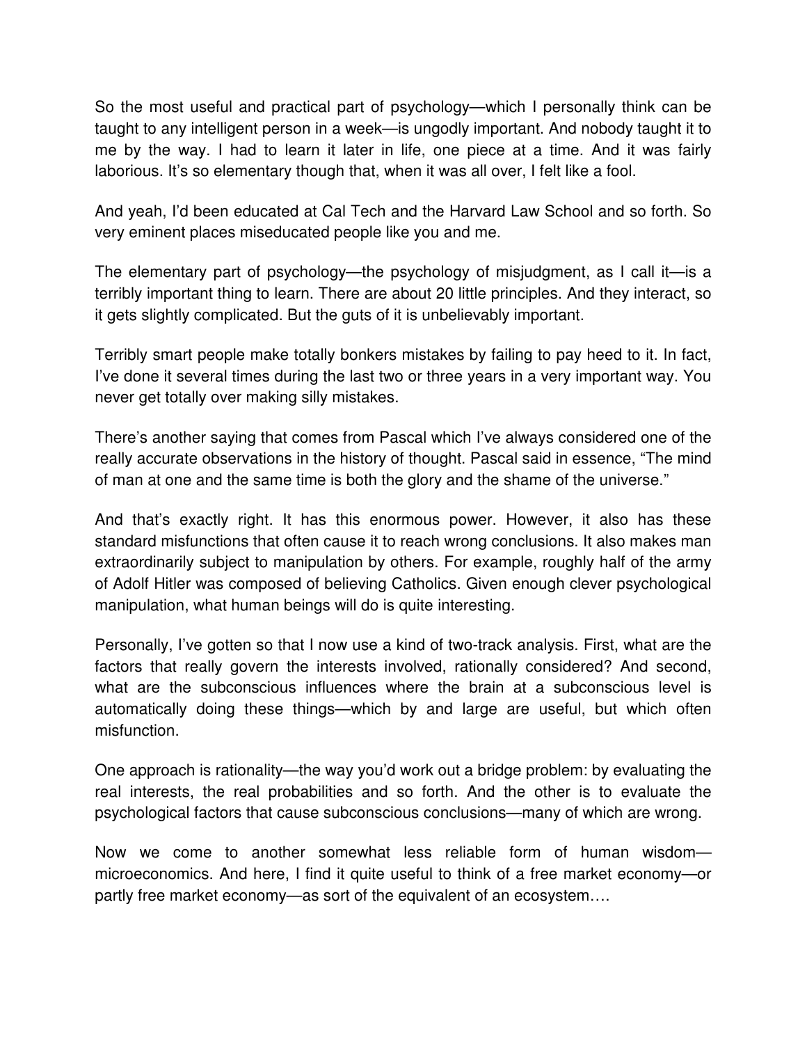So the most useful and practical part of psychology—which I personally think can be taught to any intelligent person in a week—is ungodly important. And nobody taught it to me by the way. I had to learn it later in life, one piece at a time. And it was fairly laborious. It's so elementary though that, when it was all over, I felt like a fool.

And yeah, I'd been educated at Cal Tech and the Harvard Law School and so forth. So very eminent places miseducated people like you and me.

The elementary part of psychology—the psychology of misjudgment, as I call it—is a terribly important thing to learn. There are about 20 little principles. And they interact, so it gets slightly complicated. But the guts of it is unbelievably important.

Terribly smart people make totally bonkers mistakes by failing to pay heed to it. In fact, I've done it several times during the last two or three years in a very important way. You never get totally over making silly mistakes.

There's another saying that comes from Pascal which I've always considered one of the really accurate observations in the history of thought. Pascal said in essence, "The mind of man at one and the same time is both the glory and the shame of the universe."

And that's exactly right. It has this enormous power. However, it also has these standard misfunctions that often cause it to reach wrong conclusions. It also makes man extraordinarily subject to manipulation by others. For example, roughly half of the army of Adolf Hitler was composed of believing Catholics. Given enough clever psychological manipulation, what human beings will do is quite interesting.

Personally, I've gotten so that I now use a kind of two-track analysis. First, what are the factors that really govern the interests involved, rationally considered? And second, what are the subconscious influences where the brain at a subconscious level is automatically doing these things—which by and large are useful, but which often misfunction.

One approach is rationality—the way you'd work out a bridge problem: by evaluating the real interests, the real probabilities and so forth. And the other is to evaluate the psychological factors that cause subconscious conclusions—many of which are wrong.

Now we come to another somewhat less reliable form of human wisdom—microeconomics. And here, I find it quite useful to think of a free market economy—or partly free market economy—as sort of the equivalent of an ecosystem….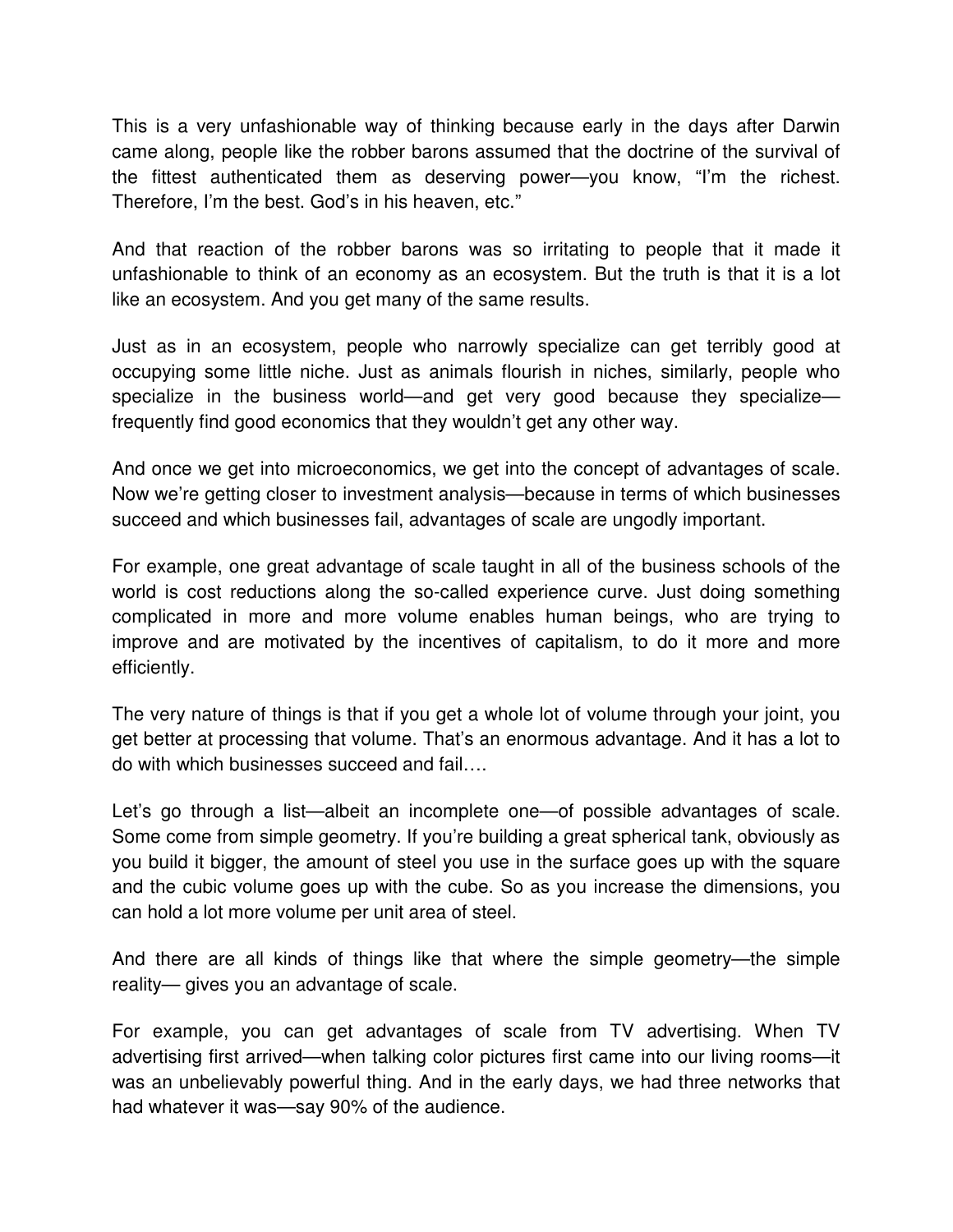This is a very unfashionable way of thinking because early in the days after Darwin came along, people like the robber barons assumed that the doctrine of the survival of the fittest authenticated them as deserving power—you know, "I'm the richest. Therefore, I'm the best. God's in his heaven, etc."

And that reaction of the robber barons was so irritating to people that it made it unfashionable to think of an economy as an ecosystem. But the truth is that it is a lot like an ecosystem. And you get many of the same results.

Just as in an ecosystem, people who narrowly specialize can get terribly good at occupying some little niche. Just as animals flourish in niches, similarly, people who specialize in the business world—and get very good because they specialize—frequently find good economics that they wouldn't get any other way.

And once we get into microeconomics, we get into the concept of advantages of scale. Now we're getting closer to investment analysis—because in terms of which businesses succeed and which businesses fail, advantages of scale are ungodly important.

For example, one great advantage of scale taught in all of the business schools of the world is cost reductions along the so-called experience curve. Just doing something complicated in more and more volume enables human beings, who are trying to improve and are motivated by the incentives of capitalism, to do it more and more efficiently.

The very nature of things is that if you get a whole lot of volume through your joint, you get better at processing that volume. That's an enormous advantage. And it has a lot to do with which businesses succeed and fail….

Let's go through a list—albeit an incomplete one—of possible advantages of scale. Some come from simple geometry. If you're building a great spherical tank, obviously as you build it bigger, the amount of steel you use in the surface goes up with the square and the cubic volume goes up with the cube. So as you increase the dimensions, you can hold a lot more volume per unit area of steel.

And there are all kinds of things like that where the simple geometry—the simple reality— gives you an advantage of scale.

For example, you can get advantages of scale from TV advertising. When TV advertising first arrived—when talking color pictures first came into our living rooms—it was an unbelievably powerful thing. And in the early days, we had three networks that had whatever it was—say 90% of the audience.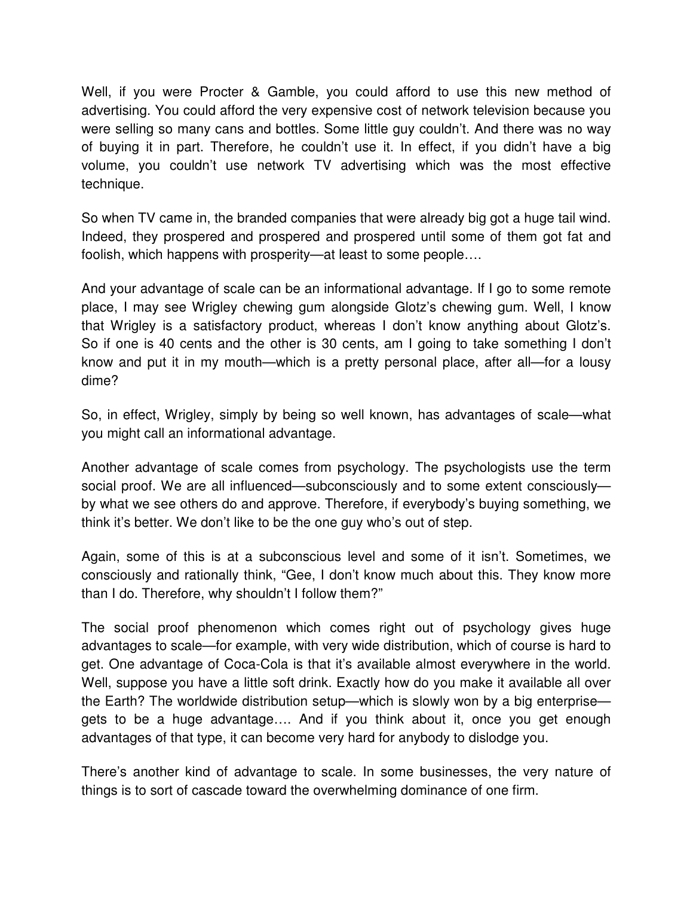Well, if you were Procter & Gamble, you could afford to use this new method of advertising. You could afford the very expensive cost of network television because you were selling so many cans and bottles. Some little guy couldn't. And there was no way of buying it in part. Therefore, he couldn't use it. In effect, if you didn't have a big volume, you couldn't use network TV advertising which was the most effective technique.

So when TV came in, the branded companies that were already big got a huge tail wind. Indeed, they prospered and prospered and prospered until some of them got fat and foolish, which happens with prosperity—at least to some people….

And your advantage of scale can be an informational advantage. If I go to some remote place, I may see Wrigley chewing gum alongside Glotz's chewing gum. Well, I know that Wrigley is a satisfactory product, whereas I don't know anything about Glotz's. So if one is 40 cents and the other is 30 cents, am I going to take something I don't know and put it in my mouth—which is a pretty personal place, after all—for a lousy dime?

So, in effect, Wrigley, simply by being so well known, has advantages of scale—what you might call an informational advantage.

Another advantage of scale comes from psychology. The psychologists use the term social proof. We are all influenced—subconsciously and to some extent consciously—by what we see others do and approve. Therefore, if everybody's buying something, we think it's better. We don't like to be the one guy who's out of step.

Again, some of this is at a subconscious level and some of it isn't. Sometimes, we consciously and rationally think, "Gee, I don't know much about this. They know more than I do. Therefore, why shouldn't I follow them?"

The social proof phenomenon which comes right out of psychology gives huge advantages to scale—for example, with very wide distribution, which of course is hard to get. One advantage of Coca-Cola is that it's available almost everywhere in the world. Well, suppose you have a little soft drink. Exactly how do you make it available all over the Earth? The worldwide distribution setup—which is slowly won by a big enterprise—gets to be a huge advantage…. And if you think about it, once you get enough advantages of that type, it can become very hard for anybody to dislodge you.

There's another kind of advantage to scale. In some businesses, the very nature of things is to sort of cascade toward the overwhelming dominance of one firm.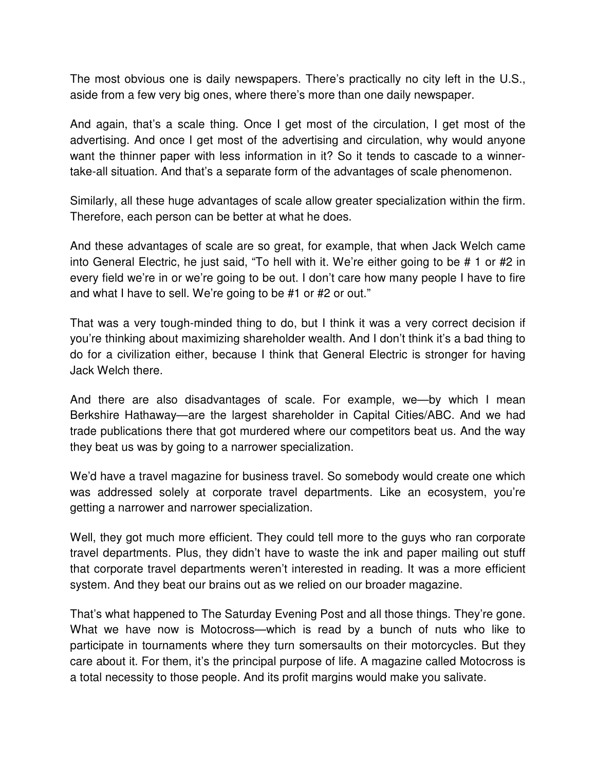The most obvious one is daily newspapers. There's practically no city left in the U.S., aside from a few very big ones, where there's more than one daily newspaper.

And again, that's a scale thing. Once I get most of the circulation, I get most of the advertising. And once I get most of the advertising and circulation, why would anyone want the thinner paper with less information in it? So it tends to cascade to a winner-take-all situation. And that's a separate form of the advantages of scale phenomenon.

Similarly, all these huge advantages of scale allow greater specialization within the firm. Therefore, each person can be better at what he does.

And these advantages of scale are so great, for example, that when Jack Welch came into General Electric, he just said, "To hell with it. We're either going to be # 1 or #2 in every field we're in or we're going to be out. I don't care how many people I have to fire and what I have to sell. We're going to be #1 or #2 or out."

That was a very tough-minded thing to do, but I think it was a very correct decision if you're thinking about maximizing shareholder wealth. And I don't think it's a bad thing to do for a civilization either, because I think that General Electric is stronger for having Jack Welch there.

And there are also disadvantages of scale. For example, we—by which I mean Berkshire Hathaway—are the largest shareholder in Capital Cities/ABC. And we had trade publications there that got murdered where our competitors beat us. And the way they beat us was by going to a narrower specialization.

We'd have a travel magazine for business travel. So somebody would create one which was addressed solely at corporate travel departments. Like an ecosystem, you're getting a narrower and narrower specialization.

Well, they got much more efficient. They could tell more to the guys who ran corporate travel departments. Plus, they didn't have to waste the ink and paper mailing out stuff that corporate travel departments weren't interested in reading. It was a more efficient system. And they beat our brains out as we relied on our broader magazine.

That's what happened to The Saturday Evening Post and all those things. They're gone. What we have now is Motocross—which is read by a bunch of nuts who like to participate in tournaments where they turn somersaults on their motorcycles. But they care about it. For them, it's the principal purpose of life. A magazine called Motocross is a total necessity to those people. And its profit margins would make you salivate.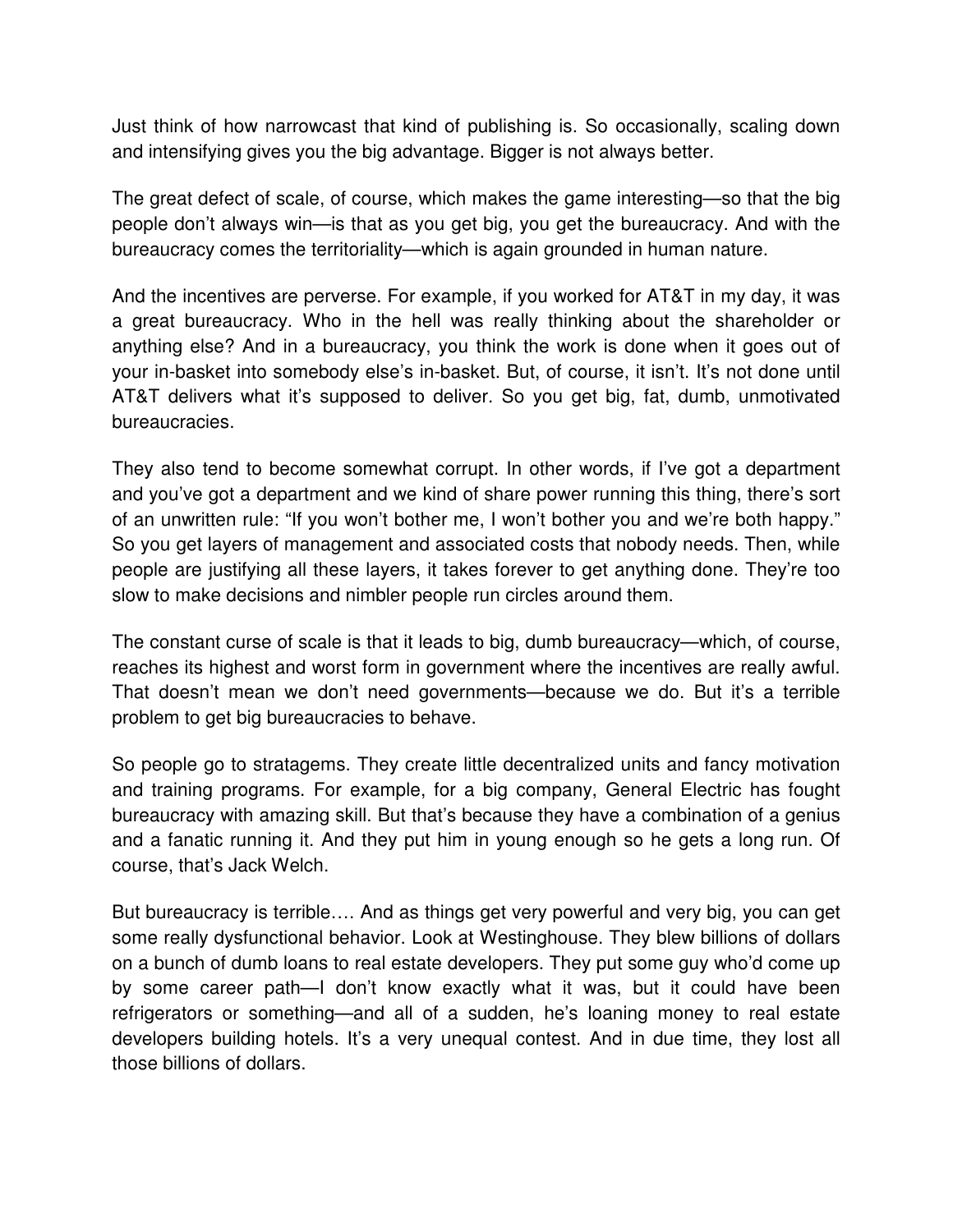Just think of how narrowcast that kind of publishing is. So occasionally, scaling down and intensifying gives you the big advantage. Bigger is not always better.

The great defect of scale, of course, which makes the game interesting—so that the big people don't always win—is that as you get big, you get the bureaucracy. And with the bureaucracy comes the territoriality—which is again grounded in human nature.

And the incentives are perverse. For example, if you worked for AT&T in my day, it was a great bureaucracy. Who in the hell was really thinking about the shareholder or anything else? And in a bureaucracy, you think the work is done when it goes out of your in-basket into somebody else's in-basket. But, of course, it isn't. It's not done until AT&T delivers what it's supposed to deliver. So you get big, fat, dumb, unmotivated bureaucracies.

They also tend to become somewhat corrupt. In other words, if I've got a department and you've got a department and we kind of share power running this thing, there's sort of an unwritten rule: "If you won't bother me, I won't bother you and we're both happy." So you get layers of management and associated costs that nobody needs. Then, while people are justifying all these layers, it takes forever to get anything done. They're too slow to make decisions and nimbler people run circles around them.

The constant curse of scale is that it leads to big, dumb bureaucracy—which, of course, reaches its highest and worst form in government where the incentives are really awful. That doesn't mean we don't need governments—because we do. But it's a terrible problem to get big bureaucracies to behave.

So people go to stratagems. They create little decentralized units and fancy motivation and training programs. For example, for a big company, General Electric has fought bureaucracy with amazing skill. But that's because they have a combination of a genius and a fanatic running it. And they put him in young enough so he gets a long run. Of course, that's Jack Welch.

But bureaucracy is terrible…. And as things get very powerful and very big, you can get some really dysfunctional behavior. Look at Westinghouse. They blew billions of dollars on a bunch of dumb loans to real estate developers. They put some guy who'd come up by some career path—I don't know exactly what it was, but it could have been refrigerators or something—and all of a sudden, he's loaning money to real estate developers building hotels. It's a very unequal contest. And in due time, they lost all those billions of dollars.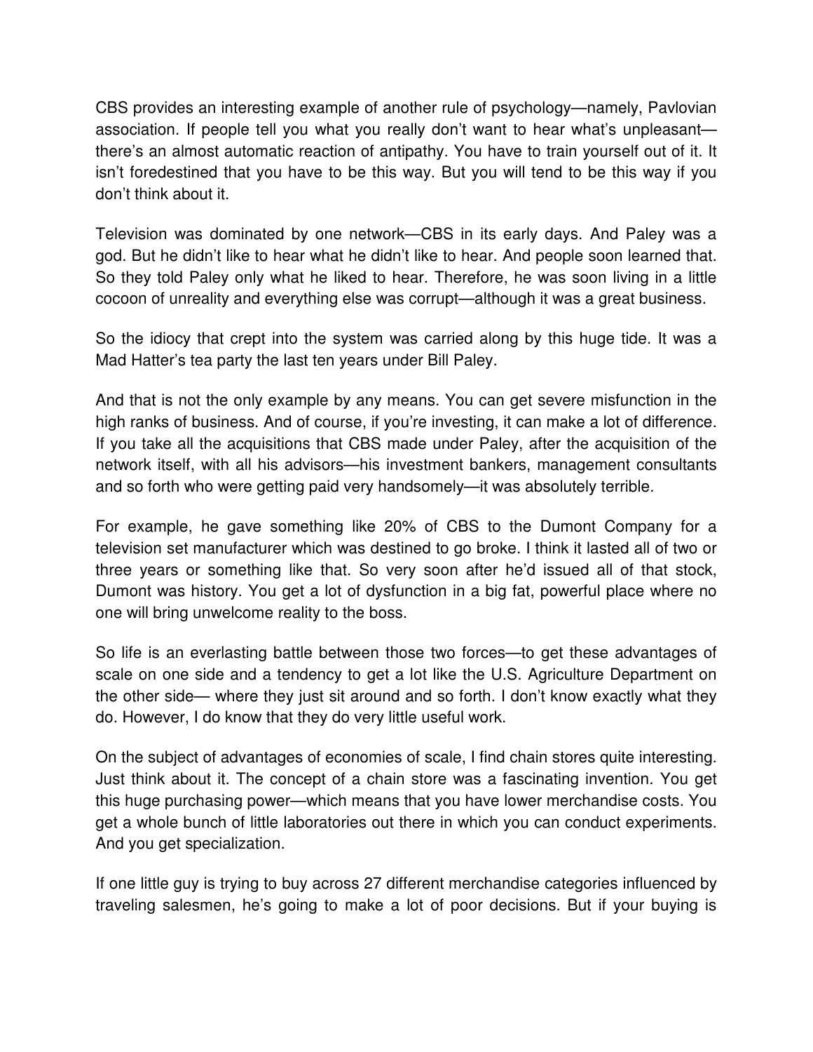CBS provides an interesting example of another rule of psychology—namely, Pavlovian association. If people tell you what you really don't want to hear what's unpleasant—there's an almost automatic reaction of antipathy. You have to train yourself out of it. It isn't foredestined that you have to be this way. But you will tend to be this way if you don't think about it.

Television was dominated by one network—CBS in its early days. And Paley was a god. But he didn't like to hear what he didn't like to hear. And people soon learned that. So they told Paley only what he liked to hear. Therefore, he was soon living in a little cocoon of unreality and everything else was corrupt—although it was a great business.

So the idiocy that crept into the system was carried along by this huge tide. It was a Mad Hatter's tea party the last ten years under Bill Paley.

And that is not the only example by any means. You can get severe misfunction in the high ranks of business. And of course, if you're investing, it can make a lot of difference. If you take all the acquisitions that CBS made under Paley, after the acquisition of the network itself, with all his advisors—his investment bankers, management consultants and so forth who were getting paid very handsomely—it was absolutely terrible.

For example, he gave something like 20% of CBS to the Dumont Company for a television set manufacturer which was destined to go broke. I think it lasted all of two or three years or something like that. So very soon after he'd issued all of that stock, Dumont was history. You get a lot of dysfunction in a big fat, powerful place where no one will bring unwelcome reality to the boss.

So life is an everlasting battle between those two forces—to get these advantages of scale on one side and a tendency to get a lot like the U.S. Agriculture Department on the other side— where they just sit around and so forth. I don't know exactly what they do. However, I do know that they do very little useful work.

On the subject of advantages of economies of scale, I find chain stores quite interesting. Just think about it. The concept of a chain store was a fascinating invention. You get this huge purchasing power—which means that you have lower merchandise costs. You get a whole bunch of little laboratories out there in which you can conduct experiments. And you get specialization.

If one little guy is trying to buy across 27 different merchandise categories influenced by traveling salesmen, he's going to make a lot of poor decisions. But if your buying is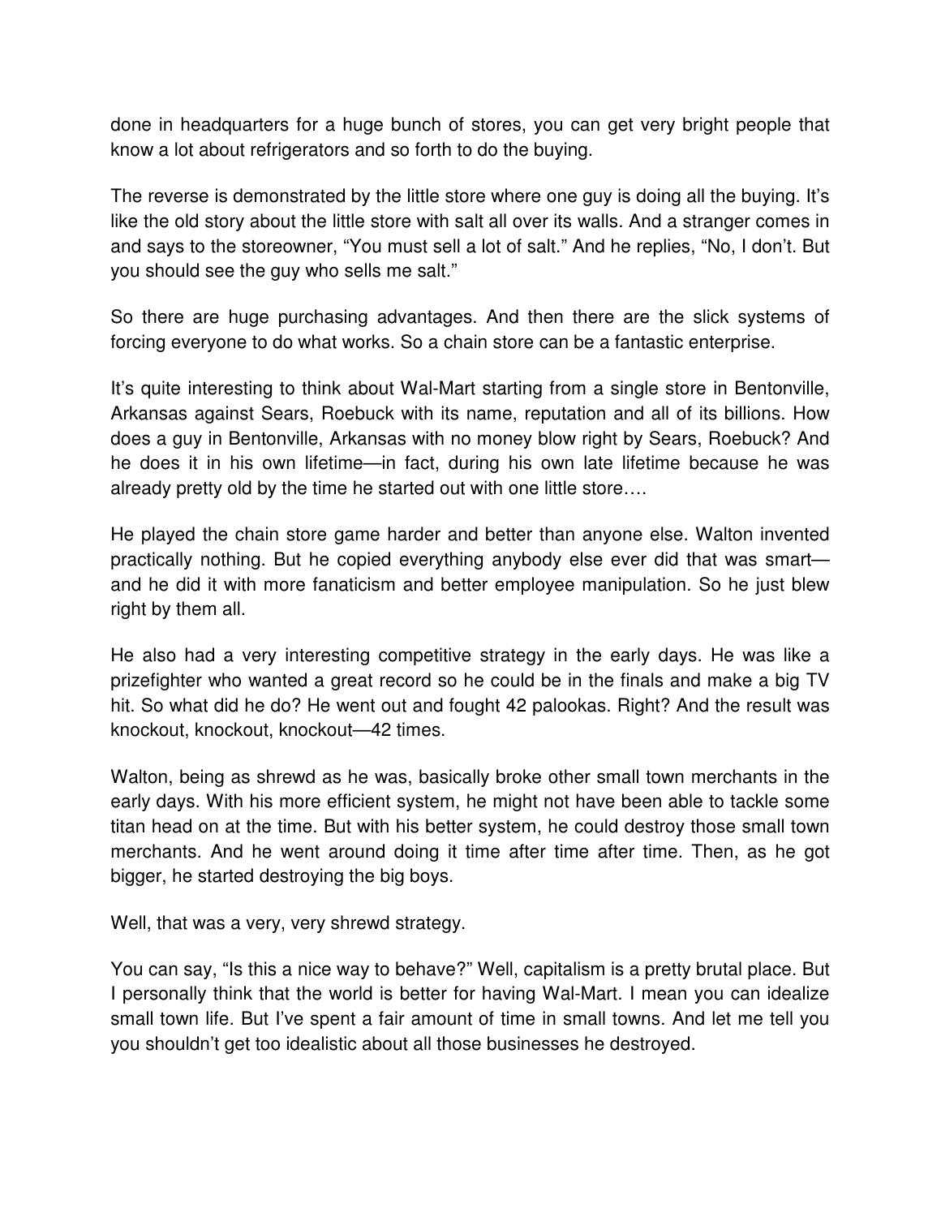done in headquarters for a huge bunch of stores, you can get very bright people that know a lot about refrigerators and so forth to do the buying.

The reverse is demonstrated by the little store where one guy is doing all the buying. It's like the old story about the little store with salt all over its walls. And a stranger comes in and says to the storeowner, "You must sell a lot of salt." And he replies, "No, I don't. But you should see the guy who sells me salt."

So there are huge purchasing advantages. And then there are the slick systems of forcing everyone to do what works. So a chain store can be a fantastic enterprise.

It's quite interesting to think about Wal-Mart starting from a single store in Bentonville, Arkansas against Sears, Roebuck with its name, reputation and all of its billions. How does a guy in Bentonville, Arkansas with no money blow right by Sears, Roebuck? And he does it in his own lifetime—in fact, during his own late lifetime because he was already pretty old by the time he started out with one little store….

He played the chain store game harder and better than anyone else. Walton invented practically nothing. But he copied everything anybody else ever did that was smart—and he did it with more fanaticism and better employee manipulation. So he just blew right by them all.

He also had a very interesting competitive strategy in the early days. He was like a prizefighter who wanted a great record so he could be in the finals and make a big TV hit. So what did he do? He went out and fought 42 palookas. Right? And the result was knockout, knockout, knockout—42 times.

Walton, being as shrewd as he was, basically broke other small town merchants in the early days. With his more efficient system, he might not have been able to tackle some titan head on at the time. But with his better system, he could destroy those small town merchants. And he went around doing it time after time after time. Then, as he got bigger, he started destroying the big boys.

Well, that was a very, very shrewd strategy.

You can say, "Is this a nice way to behave?" Well, capitalism is a pretty brutal place. But I personally think that the world is better for having Wal-Mart. I mean you can idealize small town life. But I've spent a fair amount of time in small towns. And let me tell you you shouldn't get too idealistic about all those businesses he destroyed.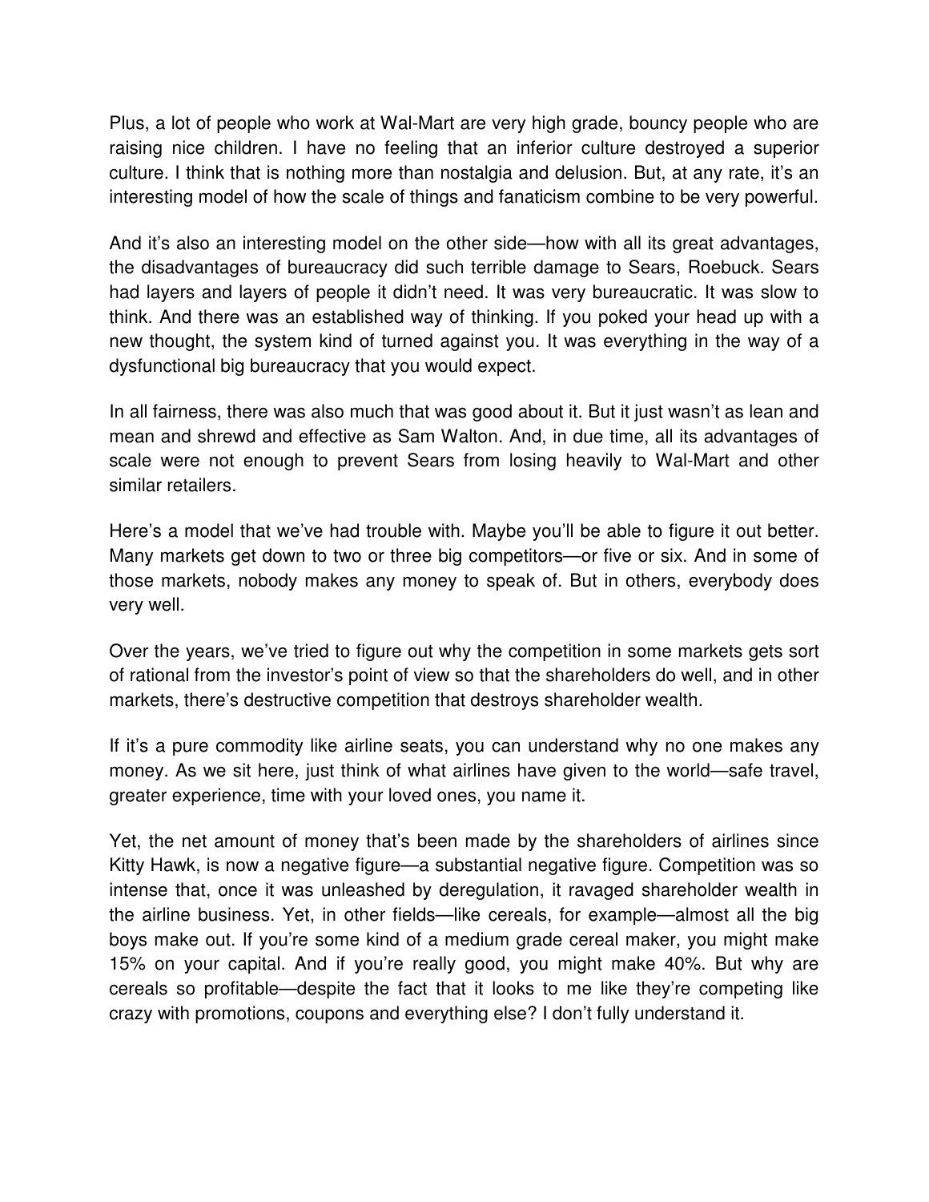Plus, a lot of people who work at Wal-Mart are very high grade, bouncy people who are raising nice children. I have no feeling that an inferior culture destroyed a superior culture. I think that is nothing more than nostalgia and delusion. But, at any rate, it's an interesting model of how the scale of things and fanaticism combine to be very powerful.

And it's also an interesting model on the other side—how with all its great advantages, the disadvantages of bureaucracy did such terrible damage to Sears, Roebuck. Sears had layers and layers of people it didn't need. It was very bureaucratic. It was slow to think. And there was an established way of thinking. If you poked your head up with a new thought, the system kind of turned against you. It was everything in the way of a dysfunctional big bureaucracy that you would expect.

In all fairness, there was also much that was good about it. But it just wasn't as lean and mean and shrewd and effective as Sam Walton. And, in due time, all its advantages of scale were not enough to prevent Sears from losing heavily to Wal-Mart and other similar retailers.

Here's a model that we've had trouble with. Maybe you'll be able to figure it out better. Many markets get down to two or three big competitors—or five or six. And in some of those markets, nobody makes any money to speak of. But in others, everybody does very well.

Over the years, we've tried to figure out why the competition in some markets gets sort of rational from the investor's point of view so that the shareholders do well, and in other markets, there's destructive competition that destroys shareholder wealth.

If it's a pure commodity like airline seats, you can understand why no one makes any money. As we sit here, just think of what airlines have given to the world—safe travel, greater experience, time with your loved ones, you name it.

Yet, the net amount of money that's been made by the shareholders of airlines since Kitty Hawk, is now a negative figure—a substantial negative figure. Competition was so intense that, once it was unleashed by deregulation, it ravaged shareholder wealth in the airline business. Yet, in other fields—like cereals, for example—almost all the big boys make out. If you're some kind of a medium grade cereal maker, you might make 15% on your capital. And if you're really good, you might make 40%. But why are cereals so profitable—despite the fact that it looks to me like they're competing like crazy with promotions, coupons and everything else? I don't fully understand it.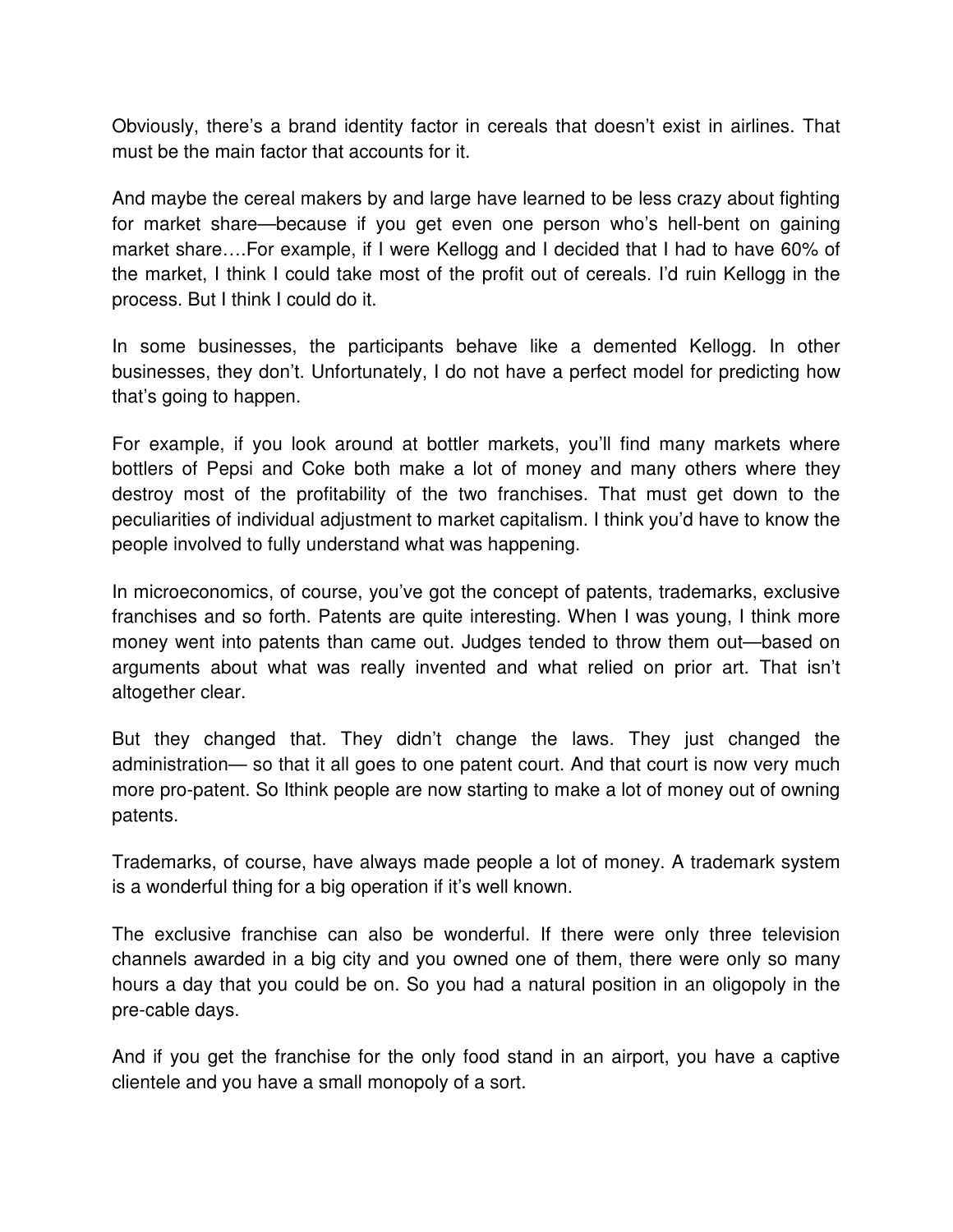Obviously, there's a brand identity factor in cereals that doesn't exist in airlines. That must be the main factor that accounts for it.

And maybe the cereal makers by and large have learned to be less crazy about fighting for market share—because if you get even one person who's hell-bent on gaining market share….For example, if I were Kellogg and I decided that I had to have 60% of the market, I think I could take most of the profit out of cereals. I'd ruin Kellogg in the process. But I think I could do it.

In some businesses, the participants behave like a demented Kellogg. In other businesses, they don't. Unfortunately, I do not have a perfect model for predicting how that's going to happen.

For example, if you look around at bottler markets, you'll find many markets where bottlers of Pepsi and Coke both make a lot of money and many others where they destroy most of the profitability of the two franchises. That must get down to the peculiarities of individual adjustment to market capitalism. I think you'd have to know the people involved to fully understand what was happening.

In microeconomics, of course, you've got the concept of patents, trademarks, exclusive franchises and so forth. Patents are quite interesting. When I was young, I think more money went into patents than came out. Judges tended to throw them out—based on arguments about what was really invented and what relied on prior art. That isn't altogether clear.

But they changed that. They didn't change the laws. They just changed the administration— so that it all goes to one patent court. And that court is now very much more pro-patent. So Ithink people are now starting to make a lot of money out of owning patents.

Trademarks, of course, have always made people a lot of money. A trademark system is a wonderful thing for a big operation if it's well known.

The exclusive franchise can also be wonderful. If there were only three television channels awarded in a big city and you owned one of them, there were only so many hours a day that you could be on. So you had a natural position in an oligopoly in the pre-cable days.

And if you get the franchise for the only food stand in an airport, you have a captive clientele and you have a small monopoly of a sort.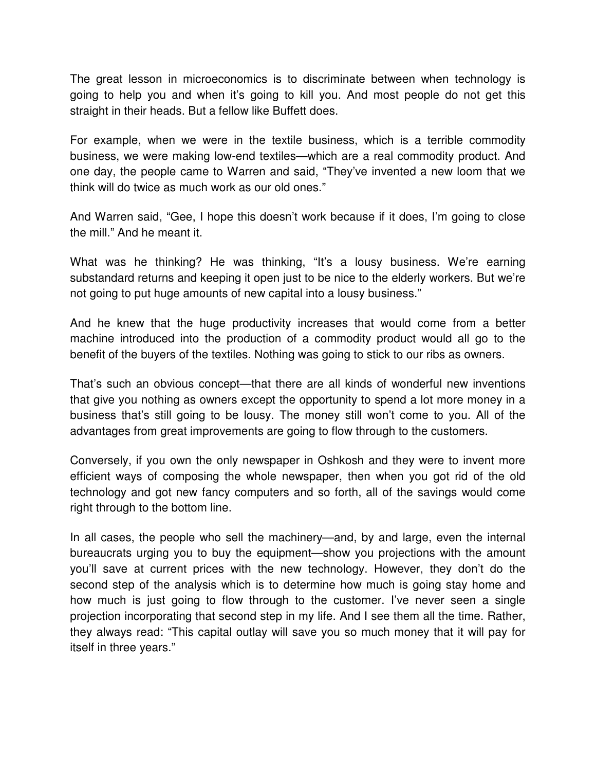The great lesson in microeconomics is to discriminate between when technology is going to help you and when it's going to kill you. And most people do not get this straight in their heads. But a fellow like Buffett does.

For example, when we were in the textile business, which is a terrible commodity business, we were making low-end textiles—which are a real commodity product. And one day, the people came to Warren and said, "They've invented a new loom that we think will do twice as much work as our old ones."

And Warren said, "Gee, I hope this doesn't work because if it does, I'm going to close the mill." And he meant it.

What was he thinking? He was thinking, "It's a lousy business. We're earning substandard returns and keeping it open just to be nice to the elderly workers. But we're not going to put huge amounts of new capital into a lousy business."

And he knew that the huge productivity increases that would come from a better machine introduced into the production of a commodity product would all go to the benefit of the buyers of the textiles. Nothing was going to stick to our ribs as owners.

That's such an obvious concept—that there are all kinds of wonderful new inventions that give you nothing as owners except the opportunity to spend a lot more money in a business that's still going to be lousy. The money still won't come to you. All of the advantages from great improvements are going to flow through to the customers.

Conversely, if you own the only newspaper in Oshkosh and they were to invent more efficient ways of composing the whole newspaper, then when you got rid of the old technology and got new fancy computers and so forth, all of the savings would come right through to the bottom line.

In all cases, the people who sell the machinery—and, by and large, even the internal bureaucrats urging you to buy the equipment—show you projections with the amount you'll save at current prices with the new technology. However, they don't do the second step of the analysis which is to determine how much is going stay home and how much is just going to flow through to the customer. I've never seen a single projection incorporating that second step in my life. And I see them all the time. Rather, they always read: "This capital outlay will save you so much money that it will pay for itself in three years."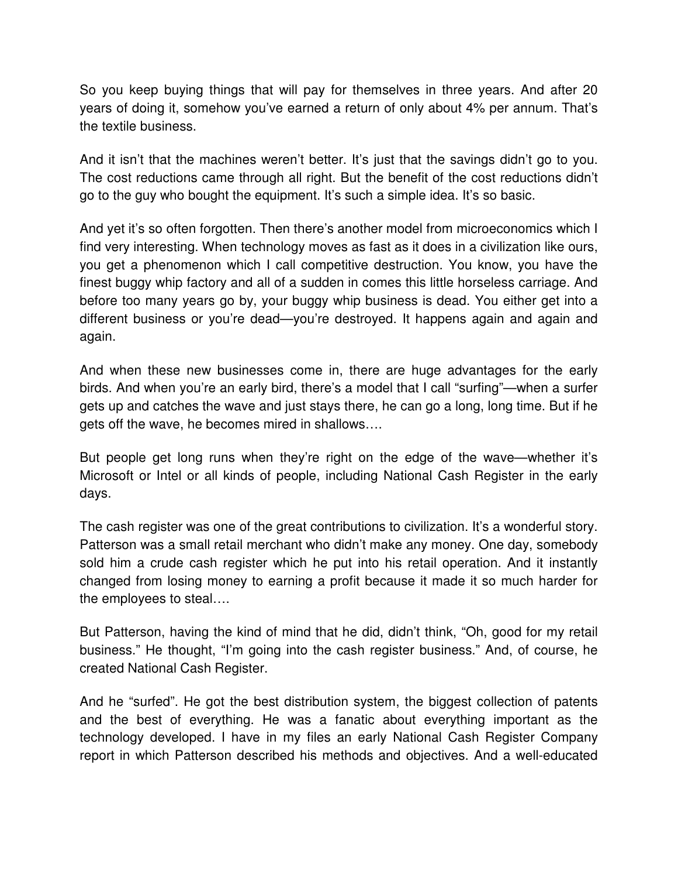So you keep buying things that will pay for themselves in three years. And after 20 years of doing it, somehow you've earned a return of only about 4% per annum. That's the textile business.

And it isn't that the machines weren't better. It's just that the savings didn't go to you. The cost reductions came through all right. But the benefit of the cost reductions didn't go to the guy who bought the equipment. It's such a simple idea. It's so basic.

And yet it's so often forgotten. Then there's another model from microeconomics which I find very interesting. When technology moves as fast as it does in a civilization like ours, you get a phenomenon which I call competitive destruction. You know, you have the finest buggy whip factory and all of a sudden in comes this little horseless carriage. And before too many years go by, your buggy whip business is dead. You either get into a different business or you're dead—you're destroyed. It happens again and again and again.

And when these new businesses come in, there are huge advantages for the early birds. And when you're an early bird, there's a model that I call "surfing"—when a surfer gets up and catches the wave and just stays there, he can go a long, long time. But if he gets off the wave, he becomes mired in shallows….

But people get long runs when they're right on the edge of the wave—whether it's Microsoft or Intel or all kinds of people, including National Cash Register in the early days.

The cash register was one of the great contributions to civilization. It's a wonderful story. Patterson was a small retail merchant who didn't make any money. One day, somebody sold him a crude cash register which he put into his retail operation. And it instantly changed from losing money to earning a profit because it made it so much harder for the employees to steal….

But Patterson, having the kind of mind that he did, didn't think, "Oh, good for my retail business." He thought, "I'm going into the cash register business." And, of course, he created National Cash Register.

And he "surfed". He got the best distribution system, the biggest collection of patents and the best of everything. He was a fanatic about everything important as the technology developed. I have in my files an early National Cash Register Company report in which Patterson described his methods and objectives. And a well-educated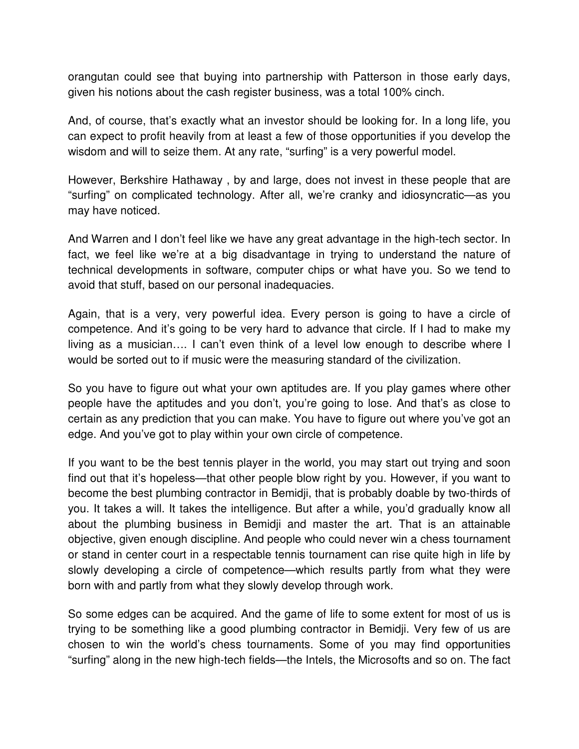orangutan could see that buying into partnership with Patterson in those early days, given his notions about the cash register business, was a total 100% cinch.

And, of course, that's exactly what an investor should be looking for. In a long life, you can expect to profit heavily from at least a few of those opportunities if you develop the wisdom and will to seize them. At any rate, "surfing" is a very powerful model.

However, Berkshire Hathaway , by and large, does not invest in these people that are "surfing" on complicated technology. After all, we're cranky and idiosyncratic—as you may have noticed.

And Warren and I don't feel like we have any great advantage in the high-tech sector. In fact, we feel like we're at a big disadvantage in trying to understand the nature of technical developments in software, computer chips or what have you. So we tend to avoid that stuff, based on our personal inadequacies.

Again, that is a very, very powerful idea. Every person is going to have a circle of competence. And it's going to be very hard to advance that circle. If I had to make my living as a musician…. I can't even think of a level low enough to describe where I would be sorted out to if music were the measuring standard of the civilization.

So you have to figure out what your own aptitudes are. If you play games where other people have the aptitudes and you don't, you're going to lose. And that's as close to certain as any prediction that you can make. You have to figure out where you've got an edge. And you've got to play within your own circle of competence.

If you want to be the best tennis player in the world, you may start out trying and soon find out that it's hopeless—that other people blow right by you. However, if you want to become the best plumbing contractor in Bemidji, that is probably doable by two-thirds of you. It takes a will. It takes the intelligence. But after a while, you'd gradually know all about the plumbing business in Bemidji and master the art. That is an attainable objective, given enough discipline. And people who could never win a chess tournament or stand in center court in a respectable tennis tournament can rise quite high in life by slowly developing a circle of competence—which results partly from what they were born with and partly from what they slowly develop through work.

So some edges can be acquired. And the game of life to some extent for most of us is trying to be something like a good plumbing contractor in Bemidji. Very few of us are chosen to win the world's chess tournaments. Some of you may find opportunities "surfing" along in the new high-tech fields—the Intels, the Microsofts and so on. The fact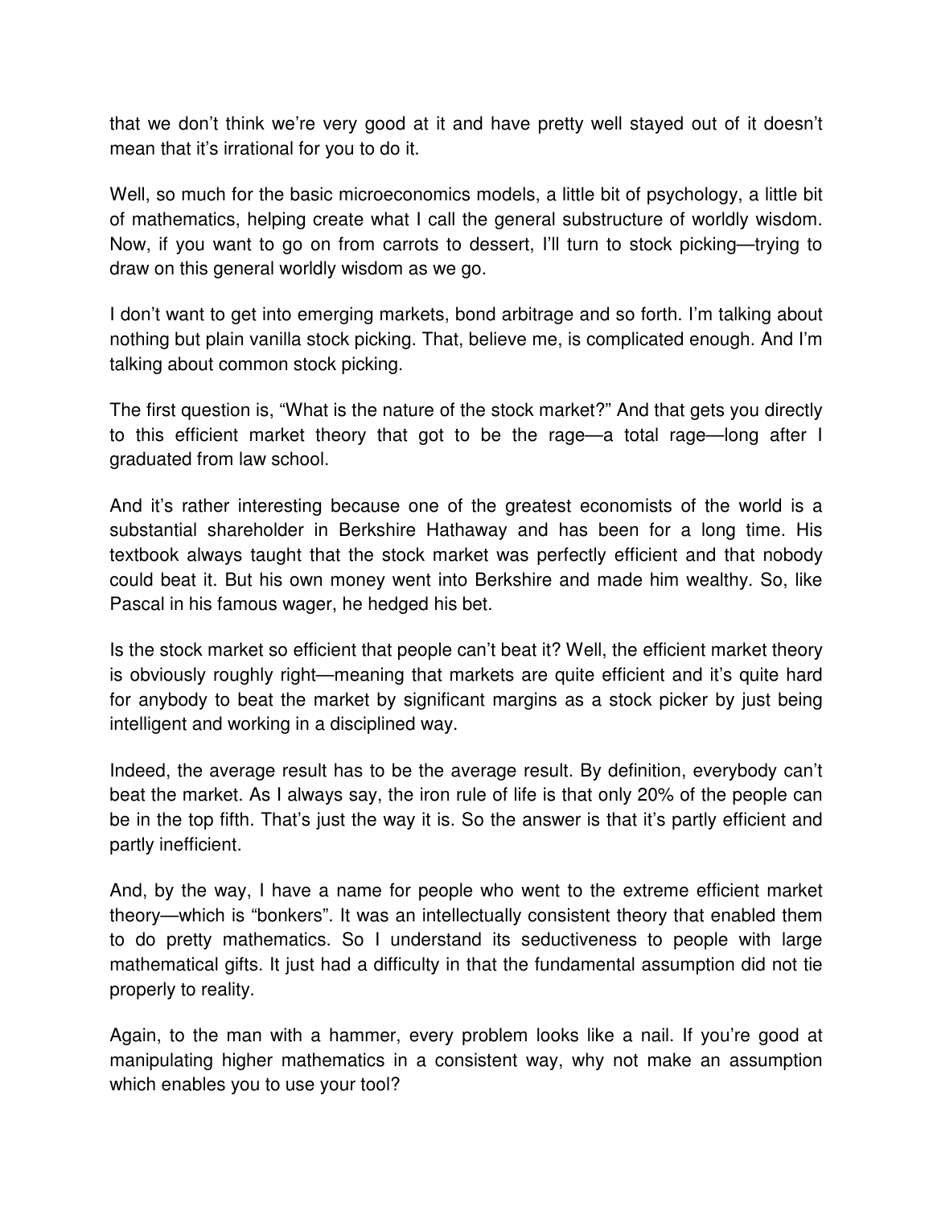that we don't think we're very good at it and have pretty well stayed out of it doesn't mean that it's irrational for you to do it.

Well, so much for the basic microeconomics models, a little bit of psychology, a little bit of mathematics, helping create what I call the general substructure of worldly wisdom. Now, if you want to go on from carrots to dessert, I'll turn to stock picking—trying to draw on this general worldly wisdom as we go.

I don't want to get into emerging markets, bond arbitrage and so forth. I'm talking about nothing but plain vanilla stock picking. That, believe me, is complicated enough. And I'm talking about common stock picking.

The first question is, "What is the nature of the stock market?" And that gets you directly to this efficient market theory that got to be the rage—a total rage—long after I graduated from law school.

And it's rather interesting because one of the greatest economists of the world is a substantial shareholder in Berkshire Hathaway and has been for a long time. His textbook always taught that the stock market was perfectly efficient and that nobody could beat it. But his own money went into Berkshire and made him wealthy. So, like Pascal in his famous wager, he hedged his bet.

Is the stock market so efficient that people can't beat it? Well, the efficient market theory is obviously roughly right—meaning that markets are quite efficient and it's quite hard for anybody to beat the market by significant margins as a stock picker by just being intelligent and working in a disciplined way.

Indeed, the average result has to be the average result. By definition, everybody can't beat the market. As I always say, the iron rule of life is that only 20% of the people can be in the top fifth. That's just the way it is. So the answer is that it's partly efficient and partly inefficient.

And, by the way, I have a name for people who went to the extreme efficient market theory—which is "bonkers". It was an intellectually consistent theory that enabled them to do pretty mathematics. So I understand its seductiveness to people with large mathematical gifts. It just had a difficulty in that the fundamental assumption did not tie properly to reality.

Again, to the man with a hammer, every problem looks like a nail. If you're good at manipulating higher mathematics in a consistent way, why not make an assumption which enables you to use your tool?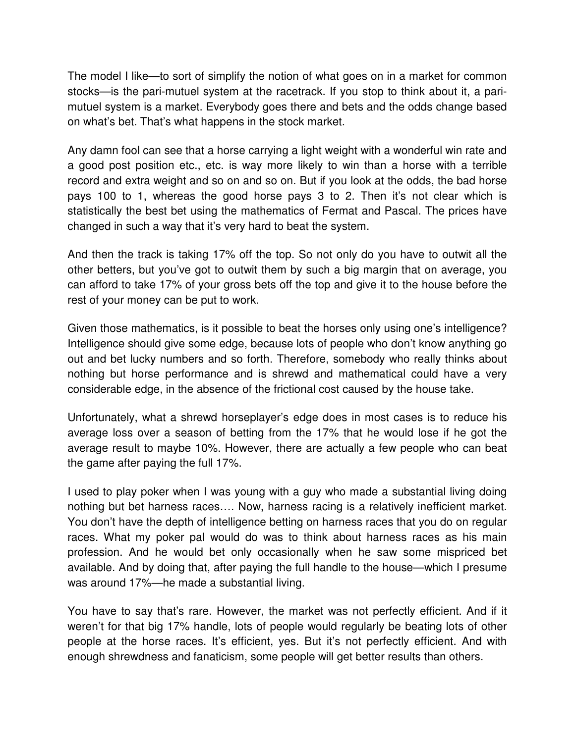The model I like—to sort of simplify the notion of what goes on in a market for common stocks—is the pari-mutuel system at the racetrack. If you stop to think about it, a pari-mutuel system is a market. Everybody goes there and bets and the odds change based on what's bet. That's what happens in the stock market.

Any damn fool can see that a horse carrying a light weight with a wonderful win rate and a good post position etc., etc. is way more likely to win than a horse with a terrible record and extra weight and so on and so on. But if you look at the odds, the bad horse pays 100 to 1, whereas the good horse pays 3 to 2. Then it's not clear which is statistically the best bet using the mathematics of Fermat and Pascal. The prices have changed in such a way that it's very hard to beat the system.

And then the track is taking 17% off the top. So not only do you have to outwit all the other betters, but you've got to outwit them by such a big margin that on average, you can afford to take 17% of your gross bets off the top and give it to the house before the rest of your money can be put to work.

Given those mathematics, is it possible to beat the horses only using one's intelligence? Intelligence should give some edge, because lots of people who don't know anything go out and bet lucky numbers and so forth. Therefore, somebody who really thinks about nothing but horse performance and is shrewd and mathematical could have a very considerable edge, in the absence of the frictional cost caused by the house take.

Unfortunately, what a shrewd horseplayer's edge does in most cases is to reduce his average loss over a season of betting from the 17% that he would lose if he got the average result to maybe 10%. However, there are actually a few people who can beat the game after paying the full 17%.

I used to play poker when I was young with a guy who made a substantial living doing nothing but bet harness races…. Now, harness racing is a relatively inefficient market. You don't have the depth of intelligence betting on harness races that you do on regular races. What my poker pal would do was to think about harness races as his main profession. And he would bet only occasionally when he saw some mispriced bet available. And by doing that, after paying the full handle to the house—which I presume was around 17%—he made a substantial living.

You have to say that's rare. However, the market was not perfectly efficient. And if it weren't for that big 17% handle, lots of people would regularly be beating lots of other people at the horse races. It's efficient, yes. But it's not perfectly efficient. And with enough shrewdness and fanaticism, some people will get better results than others.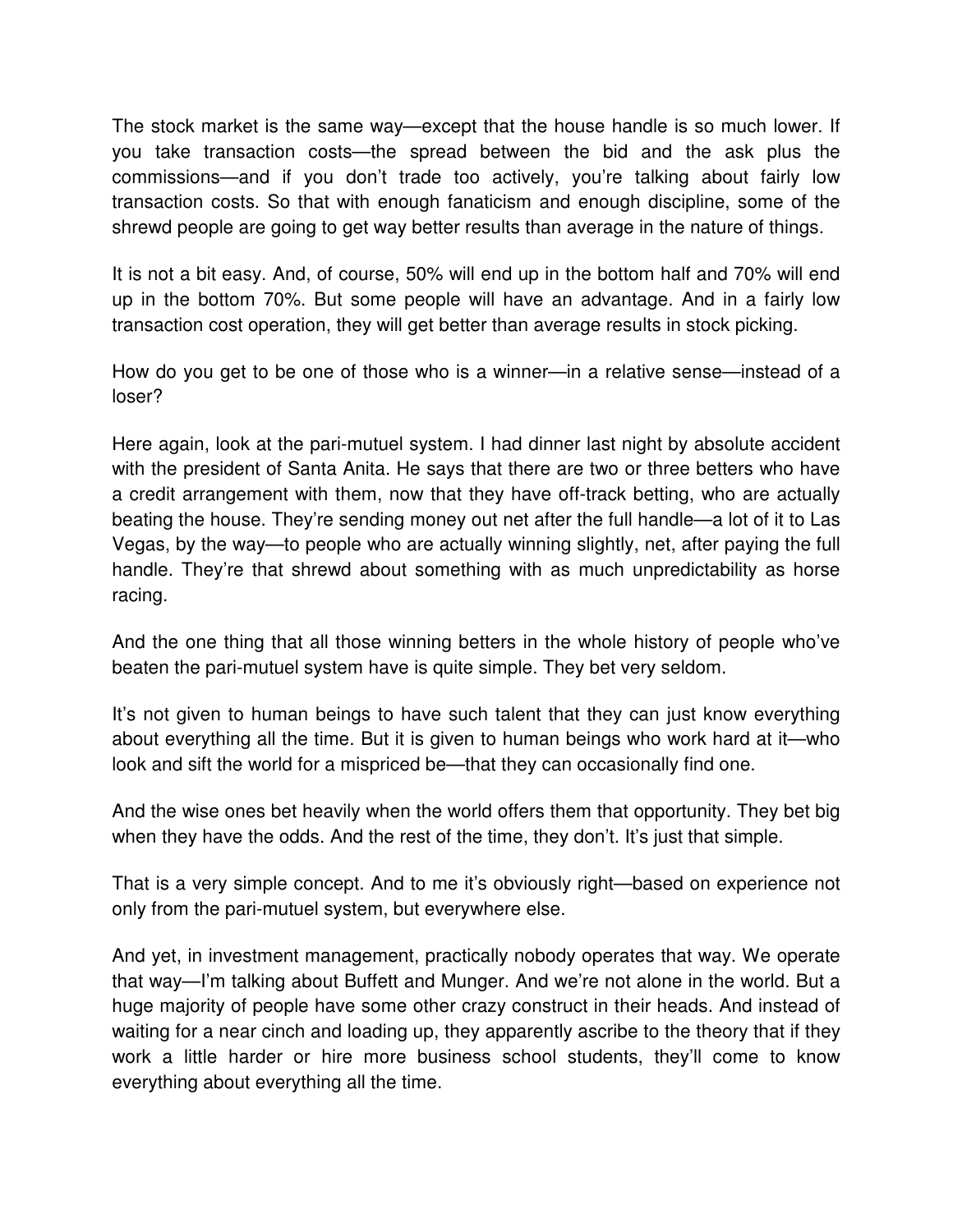The stock market is the same way—except that the house handle is so much lower. If you take transaction costs—the spread between the bid and the ask plus the commissions—and if you don't trade too actively, you're talking about fairly low transaction costs. So that with enough fanaticism and enough discipline, some of the shrewd people are going to get way better results than average in the nature of things.

It is not a bit easy. And, of course, 50% will end up in the bottom half and 70% will end up in the bottom 70%. But some people will have an advantage. And in a fairly low transaction cost operation, they will get better than average results in stock picking.

How do you get to be one of those who is a winner—in a relative sense—instead of a loser?

Here again, look at the pari-mutuel system. I had dinner last night by absolute accident with the president of Santa Anita. He says that there are two or three betters who have a credit arrangement with them, now that they have off-track betting, who are actually beating the house. They're sending money out net after the full handle—a lot of it to Las Vegas, by the way—to people who are actually winning slightly, net, after paying the full handle. They're that shrewd about something with as much unpredictability as horse racing.

And the one thing that all those winning betters in the whole history of people who've beaten the pari-mutuel system have is quite simple. They bet very seldom.

It's not given to human beings to have such talent that they can just know everything about everything all the time. But it is given to human beings who work hard at it—who look and sift the world for a mispriced be—that they can occasionally find one.

And the wise ones bet heavily when the world offers them that opportunity. They bet big when they have the odds. And the rest of the time, they don't. It's just that simple.

That is a very simple concept. And to me it's obviously right—based on experience not only from the pari-mutuel system, but everywhere else.

And yet, in investment management, practically nobody operates that way. We operate that way—I'm talking about Buffett and Munger. And we're not alone in the world. But a huge majority of people have some other crazy construct in their heads. And instead of waiting for a near cinch and loading up, they apparently ascribe to the theory that if they work a little harder or hire more business school students, they'll come to know everything about everything all the time.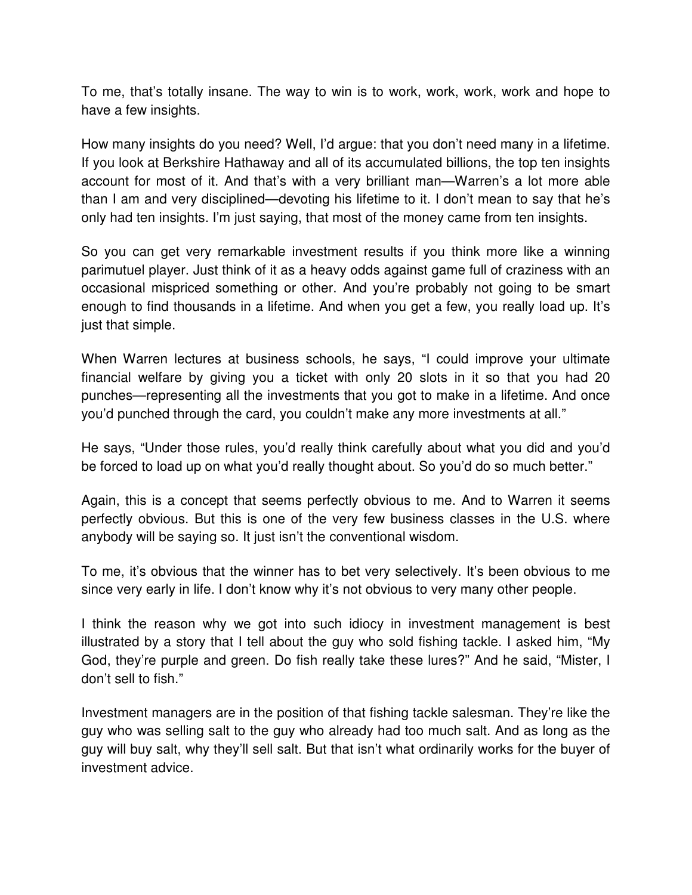To me, that's totally insane. The way to win is to work, work, work, work and hope to have a few insights.

How many insights do you need? Well, I'd argue: that you don't need many in a lifetime. If you look at Berkshire Hathaway and all of its accumulated billions, the top ten insights account for most of it. And that's with a very brilliant man—Warren's a lot more able than I am and very disciplined—devoting his lifetime to it. I don't mean to say that he's only had ten insights. I'm just saying, that most of the money came from ten insights.

So you can get very remarkable investment results if you think more like a winning parimutuel player. Just think of it as a heavy odds against game full of craziness with an occasional mispriced something or other. And you're probably not going to be smart enough to find thousands in a lifetime. And when you get a few, you really load up. It's just that simple.

When Warren lectures at business schools, he says, "I could improve your ultimate financial welfare by giving you a ticket with only 20 slots in it so that you had 20 punches—representing all the investments that you got to make in a lifetime. And once you'd punched through the card, you couldn't make any more investments at all."

He says, "Under those rules, you'd really think carefully about what you did and you'd be forced to load up on what you'd really thought about. So you'd do so much better."

Again, this is a concept that seems perfectly obvious to me. And to Warren it seems perfectly obvious. But this is one of the very few business classes in the U.S. where anybody will be saying so. It just isn't the conventional wisdom.

To me, it's obvious that the winner has to bet very selectively. It's been obvious to me since very early in life. I don't know why it's not obvious to very many other people.

I think the reason why we got into such idiocy in investment management is best illustrated by a story that I tell about the guy who sold fishing tackle. I asked him, "My God, they're purple and green. Do fish really take these lures?" And he said, "Mister, I don't sell to fish."

Investment managers are in the position of that fishing tackle salesman. They're like the guy who was selling salt to the guy who already had too much salt. And as long as the guy will buy salt, why they'll sell salt. But that isn't what ordinarily works for the buyer of investment advice.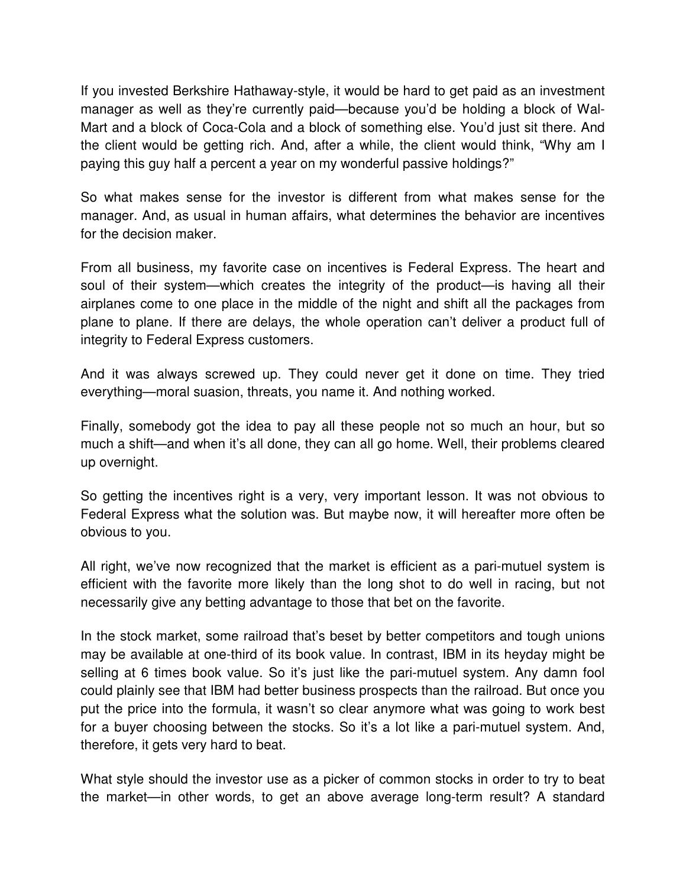If you invested Berkshire Hathaway-style, it would be hard to get paid as an investment manager as well as they're currently paid—because you'd be holding a block of Wal-Mart and a block of Coca-Cola and a block of something else. You'd just sit there. And the client would be getting rich. And, after a while, the client would think, "Why am I paying this guy half a percent a year on my wonderful passive holdings?"

So what makes sense for the investor is different from what makes sense for the manager. And, as usual in human affairs, what determines the behavior are incentives for the decision maker.

From all business, my favorite case on incentives is Federal Express. The heart and soul of their system—which creates the integrity of the product—is having all their airplanes come to one place in the middle of the night and shift all the packages from plane to plane. If there are delays, the whole operation can't deliver a product full of integrity to Federal Express customers.

And it was always screwed up. They could never get it done on time. They tried everything—moral suasion, threats, you name it. And nothing worked.

Finally, somebody got the idea to pay all these people not so much an hour, but so much a shift—and when it's all done, they can all go home. Well, their problems cleared up overnight.

So getting the incentives right is a very, very important lesson. It was not obvious to Federal Express what the solution was. But maybe now, it will hereafter more often be obvious to you.

All right, we've now recognized that the market is efficient as a pari-mutuel system is efficient with the favorite more likely than the long shot to do well in racing, but not necessarily give any betting advantage to those that bet on the favorite.

In the stock market, some railroad that's beset by better competitors and tough unions may be available at one-third of its book value. In contrast, IBM in its heyday might be selling at 6 times book value. So it's just like the pari-mutuel system. Any damn fool could plainly see that IBM had better business prospects than the railroad. But once you put the price into the formula, it wasn't so clear anymore what was going to work best for a buyer choosing between the stocks. So it's a lot like a pari-mutuel system. And, therefore, it gets very hard to beat.

What style should the investor use as a picker of common stocks in order to try to beat the market—in other words, to get an above average long-term result? A standard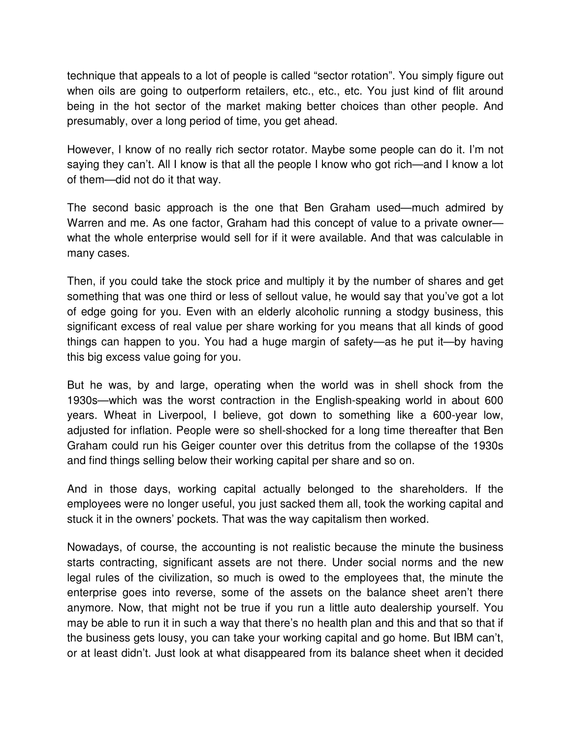technique that appeals to a lot of people is called "sector rotation". You simply figure out when oils are going to outperform retailers, etc., etc., etc. You just kind of flit around being in the hot sector of the market making better choices than other people. And presumably, over a long period of time, you get ahead.

However, I know of no really rich sector rotator. Maybe some people can do it. I'm not saying they can't. All I know is that all the people I know who got rich—and I know a lot of them—did not do it that way.

The second basic approach is the one that Ben Graham used—much admired by Warren and me. As one factor, Graham had this concept of value to a private owner—what the whole enterprise would sell for if it were available. And that was calculable in many cases.

Then, if you could take the stock price and multiply it by the number of shares and get something that was one third or less of sellout value, he would say that you've got a lot of edge going for you. Even with an elderly alcoholic running a stodgy business, this significant excess of real value per share working for you means that all kinds of good things can happen to you. You had a huge margin of safety—as he put it—by having this big excess value going for you.

But he was, by and large, operating when the world was in shell shock from the 1930s—which was the worst contraction in the English-speaking world in about 600 years. Wheat in Liverpool, I believe, got down to something like a 600-year low, adjusted for inflation. People were so shell-shocked for a long time thereafter that Ben Graham could run his Geiger counter over this detritus from the collapse of the 1930s and find things selling below their working capital per share and so on.

And in those days, working capital actually belonged to the shareholders. If the employees were no longer useful, you just sacked them all, took the working capital and stuck it in the owners' pockets. That was the way capitalism then worked.

Nowadays, of course, the accounting is not realistic because the minute the business starts contracting, significant assets are not there. Under social norms and the new legal rules of the civilization, so much is owed to the employees that, the minute the enterprise goes into reverse, some of the assets on the balance sheet aren't there anymore. Now, that might not be true if you run a little auto dealership yourself. You may be able to run it in such a way that there's no health plan and this and that so that if the business gets lousy, you can take your working capital and go home. But IBM can't, or at least didn't. Just look at what disappeared from its balance sheet when it decided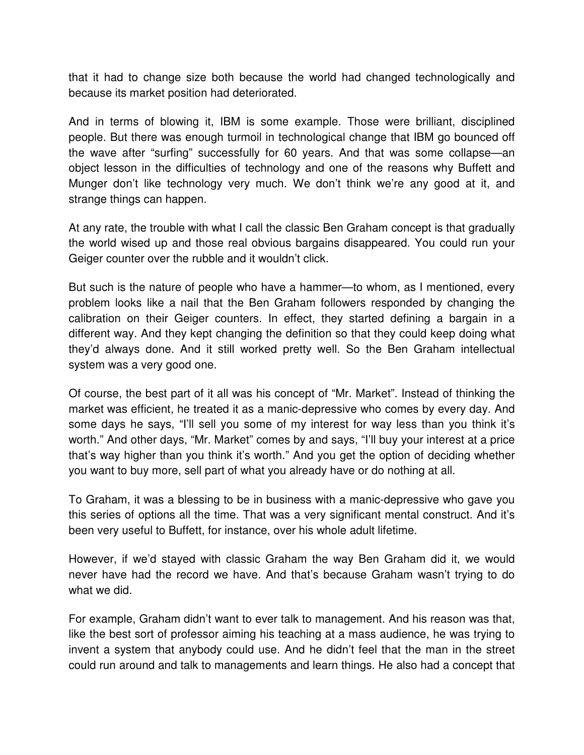that it had to change size both because the world had changed technologically and because its market position had deteriorated.

And in terms of blowing it, IBM is some example. Those were brilliant, disciplined people. But there was enough turmoil in technological change that IBM go bounced off the wave after "surfing" successfully for 60 years. And that was some collapse—an object lesson in the difficulties of technology and one of the reasons why Buffett and Munger don't like technology very much. We don't think we're any good at it, and strange things can happen.

At any rate, the trouble with what I call the classic Ben Graham concept is that gradually the world wised up and those real obvious bargains disappeared. You could run your Geiger counter over the rubble and it wouldn't click.

But such is the nature of people who have a hammer—to whom, as I mentioned, every problem looks like a nail that the Ben Graham followers responded by changing the calibration on their Geiger counters. In effect, they started defining a bargain in a different way. And they kept changing the definition so that they could keep doing what they'd always done. And it still worked pretty well. So the Ben Graham intellectual system was a very good one.

Of course, the best part of it all was his concept of "Mr. Market". Instead of thinking the market was efficient, he treated it as a manic-depressive who comes by every day. And some days he says, "I'll sell you some of my interest for way less than you think it's worth." And other days, "Mr. Market" comes by and says, "I'll buy your interest at a price that's way higher than you think it's worth." And you get the option of deciding whether you want to buy more, sell part of what you already have or do nothing at all.

To Graham, it was a blessing to be in business with a manic-depressive who gave you this series of options all the time. That was a very significant mental construct. And it's been very useful to Buffett, for instance, over his whole adult lifetime.

However, if we'd stayed with classic Graham the way Ben Graham did it, we would never have had the record we have. And that's because Graham wasn't trying to do what we did.

For example, Graham didn't want to ever talk to management. And his reason was that, like the best sort of professor aiming his teaching at a mass audience, he was trying to invent a system that anybody could use. And he didn't feel that the man in the street could run around and talk to managements and learn things. He also had a concept that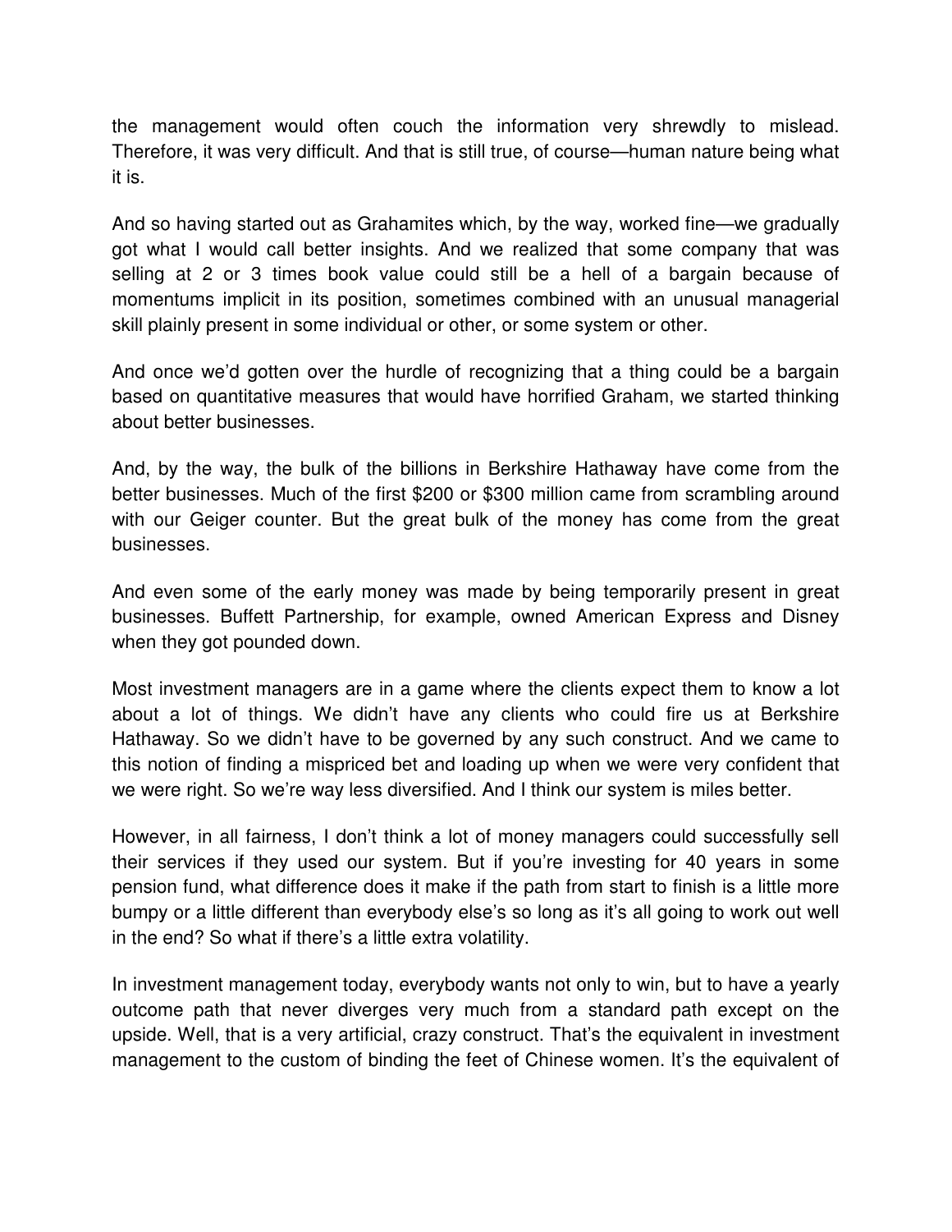the management would often couch the information very shrewdly to mislead. Therefore, it was very difficult. And that is still true, of course—human nature being what it is.

And so having started out as Grahamites which, by the way, worked fine—we gradually got what I would call better insights. And we realized that some company that was selling at 2 or 3 times book value could still be a hell of a bargain because of momentums implicit in its position, sometimes combined with an unusual managerial skill plainly present in some individual or other, or some system or other.

And once we'd gotten over the hurdle of recognizing that a thing could be a bargain based on quantitative measures that would have horrified Graham, we started thinking about better businesses.

And, by the way, the bulk of the billions in Berkshire Hathaway have come from the better businesses. Much of the first $200 or $300 million came from scrambling around with our Geiger counter. But the great bulk of the money has come from the great businesses.

And even some of the early money was made by being temporarily present in great businesses. Buffett Partnership, for example, owned American Express and Disney when they got pounded down.

Most investment managers are in a game where the clients expect them to know a lot about a lot of things. We didn't have any clients who could fire us at Berkshire Hathaway. So we didn't have to be governed by any such construct. And we came to this notion of finding a mispriced bet and loading up when we were very confident that we were right. So we're way less diversified. And I think our system is miles better.

However, in all fairness, I don't think a lot of money managers could successfully sell their services if they used our system. But if you're investing for 40 years in some pension fund, what difference does it make if the path from start to finish is a little more bumpy or a little different than everybody else's so long as it's all going to work out well in the end? So what if there's a little extra volatility.

In investment management today, everybody wants not only to win, but to have a yearly outcome path that never diverges very much from a standard path except on the upside. Well, that is a very artificial, crazy construct. That's the equivalent in investment management to the custom of binding the feet of Chinese women. It's the equivalent of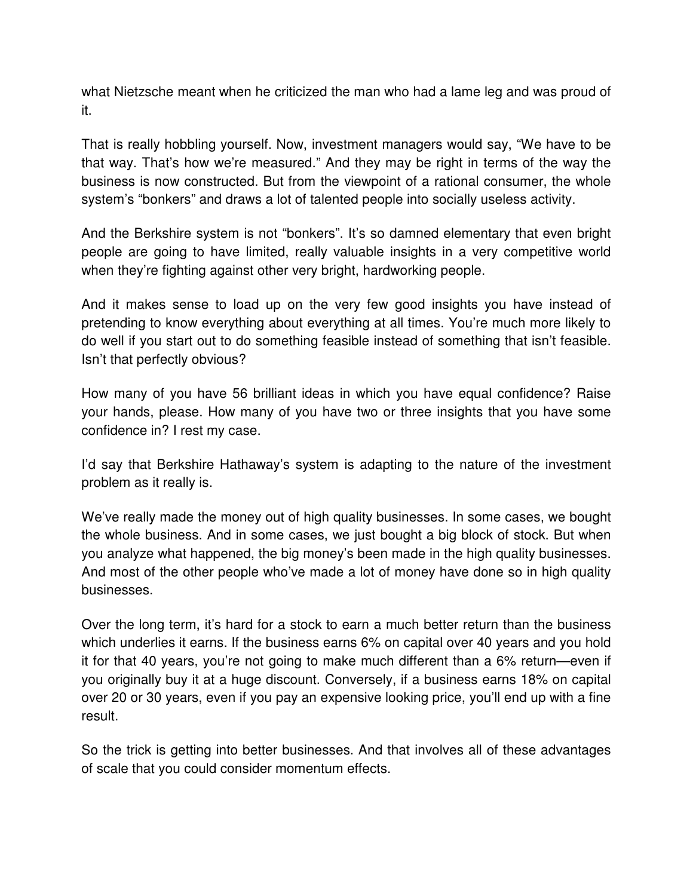what Nietzsche meant when he criticized the man who had a lame leg and was proud of it.

That is really hobbling yourself. Now, investment managers would say, "We have to be that way. That's how we're measured." And they may be right in terms of the way the business is now constructed. But from the viewpoint of a rational consumer, the whole system's "bonkers" and draws a lot of talented people into socially useless activity.

And the Berkshire system is not "bonkers". It's so damned elementary that even bright people are going to have limited, really valuable insights in a very competitive world when they're fighting against other very bright, hardworking people.

And it makes sense to load up on the very few good insights you have instead of pretending to know everything about everything at all times. You're much more likely to do well if you start out to do something feasible instead of something that isn't feasible. Isn't that perfectly obvious?

How many of you have 56 brilliant ideas in which you have equal confidence? Raise your hands, please. How many of you have two or three insights that you have some confidence in? I rest my case.

I'd say that Berkshire Hathaway's system is adapting to the nature of the investment problem as it really is.

We've really made the money out of high quality businesses. In some cases, we bought the whole business. And in some cases, we just bought a big block of stock. But when you analyze what happened, the big money's been made in the high quality businesses. And most of the other people who've made a lot of money have done so in high quality businesses.

Over the long term, it's hard for a stock to earn a much better return than the business which underlies it earns. If the business earns 6% on capital over 40 years and you hold it for that 40 years, you're not going to make much different than a 6% return—even if you originally buy it at a huge discount. Conversely, if a business earns 18% on capital over 20 or 30 years, even if you pay an expensive looking price, you'll end up with a fine result.

So the trick is getting into better businesses. And that involves all of these advantages of scale that you could consider momentum effects.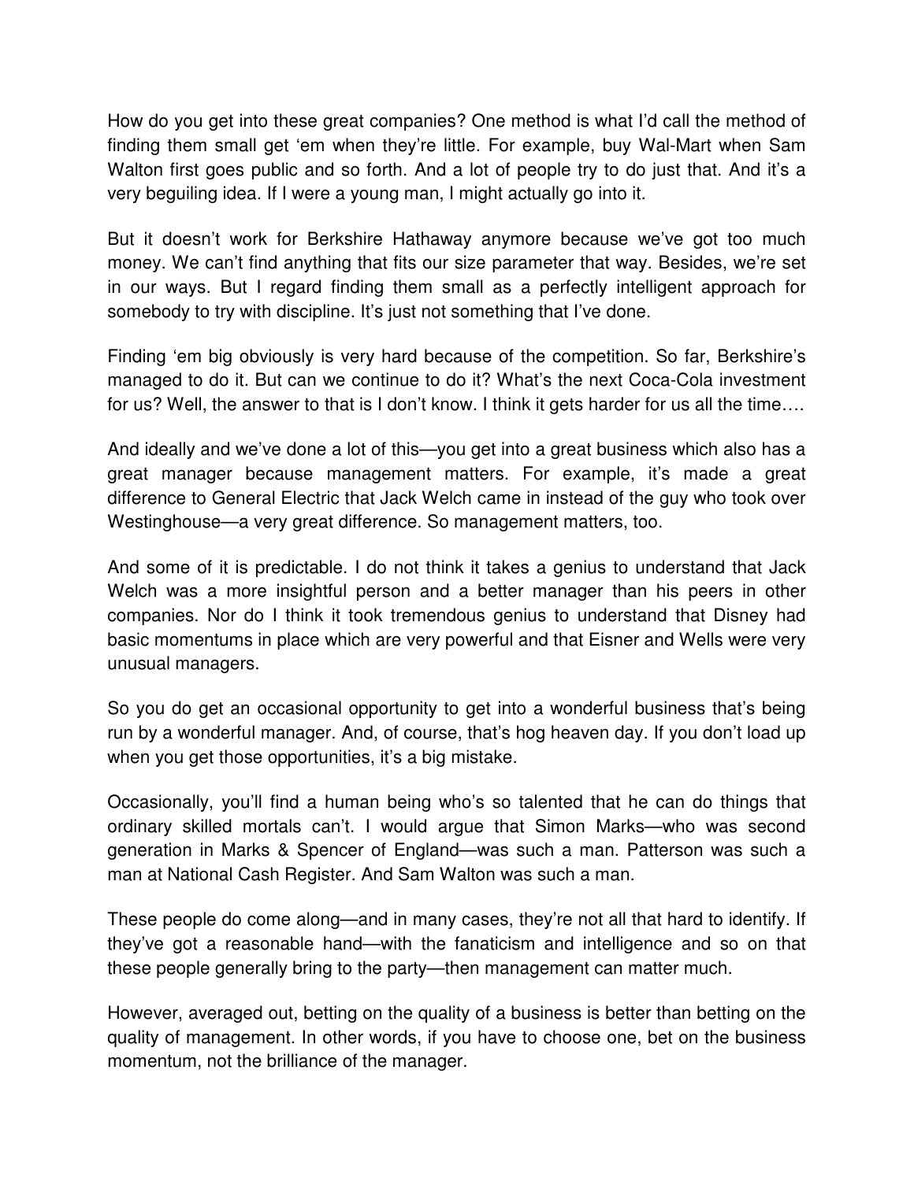How do you get into these great companies? One method is what I'd call the method of finding them small get 'em when they're little. For example, buy Wal-Mart when Sam Walton first goes public and so forth. And a lot of people try to do just that. And it's a very beguiling idea. If I were a young man, I might actually go into it.

But it doesn't work for Berkshire Hathaway anymore because we've got too much money. We can't find anything that fits our size parameter that way. Besides, we're set in our ways. But I regard finding them small as a perfectly intelligent approach for somebody to try with discipline. It's just not something that I've done.

Finding 'em big obviously is very hard because of the competition. So far, Berkshire's managed to do it. But can we continue to do it? What's the next Coca-Cola investment for us? Well, the answer to that is I don't know. I think it gets harder for us all the time….

And ideally and we've done a lot of this—you get into a great business which also has a great manager because management matters. For example, it's made a great difference to General Electric that Jack Welch came in instead of the guy who took over Westinghouse—a very great difference. So management matters, too.

And some of it is predictable. I do not think it takes a genius to understand that Jack Welch was a more insightful person and a better manager than his peers in other companies. Nor do I think it took tremendous genius to understand that Disney had basic momentums in place which are very powerful and that Eisner and Wells were very unusual managers.

So you do get an occasional opportunity to get into a wonderful business that's being run by a wonderful manager. And, of course, that's hog heaven day. If you don't load up when you get those opportunities, it's a big mistake.

Occasionally, you'll find a human being who's so talented that he can do things that ordinary skilled mortals can't. I would argue that Simon Marks—who was second generation in Marks & Spencer of England—was such a man. Patterson was such a man at National Cash Register. And Sam Walton was such a man.

These people do come along—and in many cases, they're not all that hard to identify. If they've got a reasonable hand—with the fanaticism and intelligence and so on that these people generally bring to the party—then management can matter much.

However, averaged out, betting on the quality of a business is better than betting on the quality of management. In other words, if you have to choose one, bet on the business momentum, not the brilliance of the manager.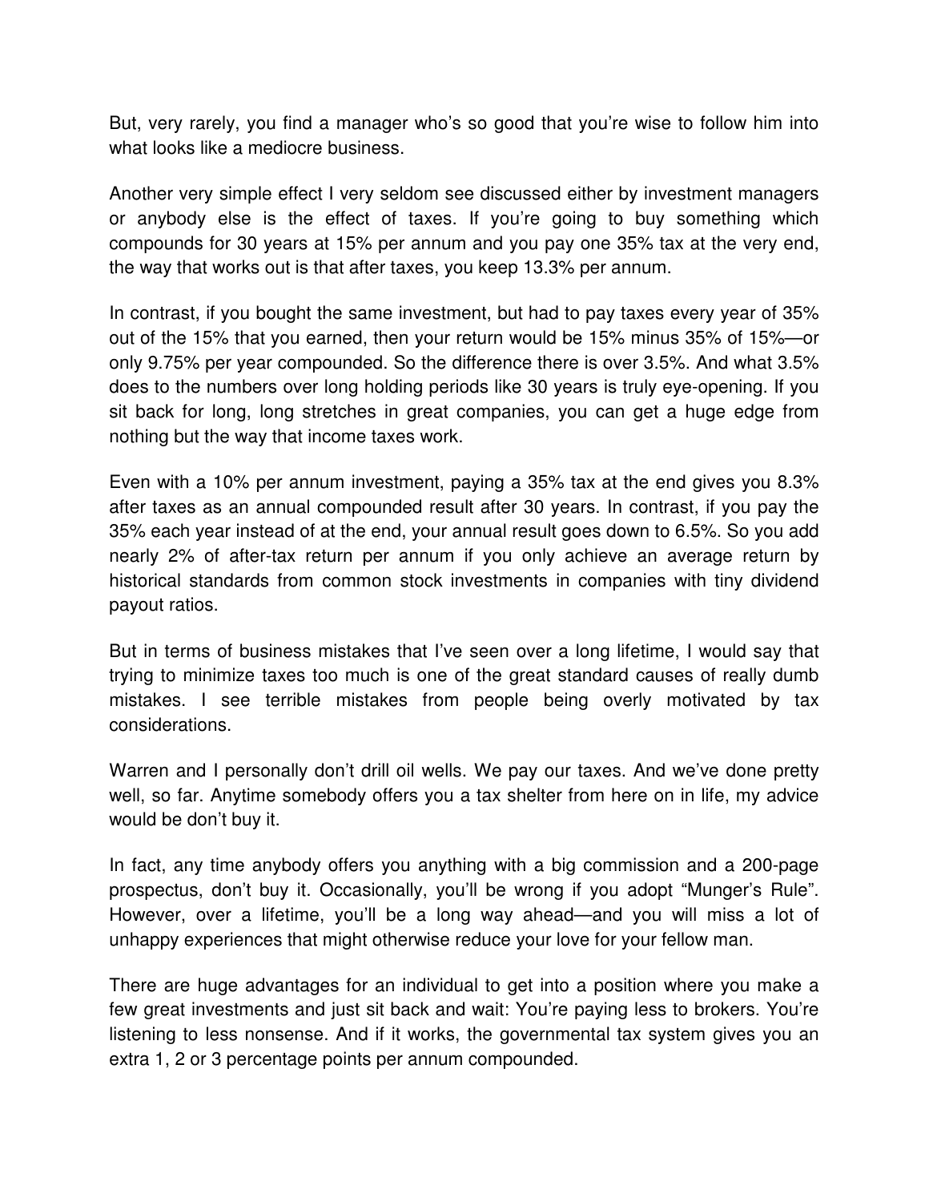But, very rarely, you find a manager who's so good that you're wise to follow him into what looks like a mediocre business.

Another very simple effect I very seldom see discussed either by investment managers or anybody else is the effect of taxes. If you're going to buy something which compounds for 30 years at 15% per annum and you pay one 35% tax at the very end, the way that works out is that after taxes, you keep 13.3% per annum.

In contrast, if you bought the same investment, but had to pay taxes every year of 35% out of the 15% that you earned, then your return would be 15% minus 35% of 15%—or only 9.75% per year compounded. So the difference there is over 3.5%. And what 3.5% does to the numbers over long holding periods like 30 years is truly eye-opening. If you sit back for long, long stretches in great companies, you can get a huge edge from nothing but the way that income taxes work.

Even with a 10% per annum investment, paying a 35% tax at the end gives you 8.3% after taxes as an annual compounded result after 30 years. In contrast, if you pay the 35% each year instead of at the end, your annual result goes down to 6.5%. So you add nearly 2% of after-tax return per annum if you only achieve an average return by historical standards from common stock investments in companies with tiny dividend payout ratios.

But in terms of business mistakes that I've seen over a long lifetime, I would say that trying to minimize taxes too much is one of the great standard causes of really dumb mistakes. I see terrible mistakes from people being overly motivated by tax considerations.

Warren and I personally don't drill oil wells. We pay our taxes. And we've done pretty well, so far. Anytime somebody offers you a tax shelter from here on in life, my advice would be don't buy it.

In fact, any time anybody offers you anything with a big commission and a 200-page prospectus, don't buy it. Occasionally, you'll be wrong if you adopt "Munger's Rule". However, over a lifetime, you'll be a long way ahead—and you will miss a lot of unhappy experiences that might otherwise reduce your love for your fellow man.

There are huge advantages for an individual to get into a position where you make a few great investments and just sit back and wait: You're paying less to brokers. You're listening to less nonsense. And if it works, the governmental tax system gives you an extra 1, 2 or 3 percentage points per annum compounded.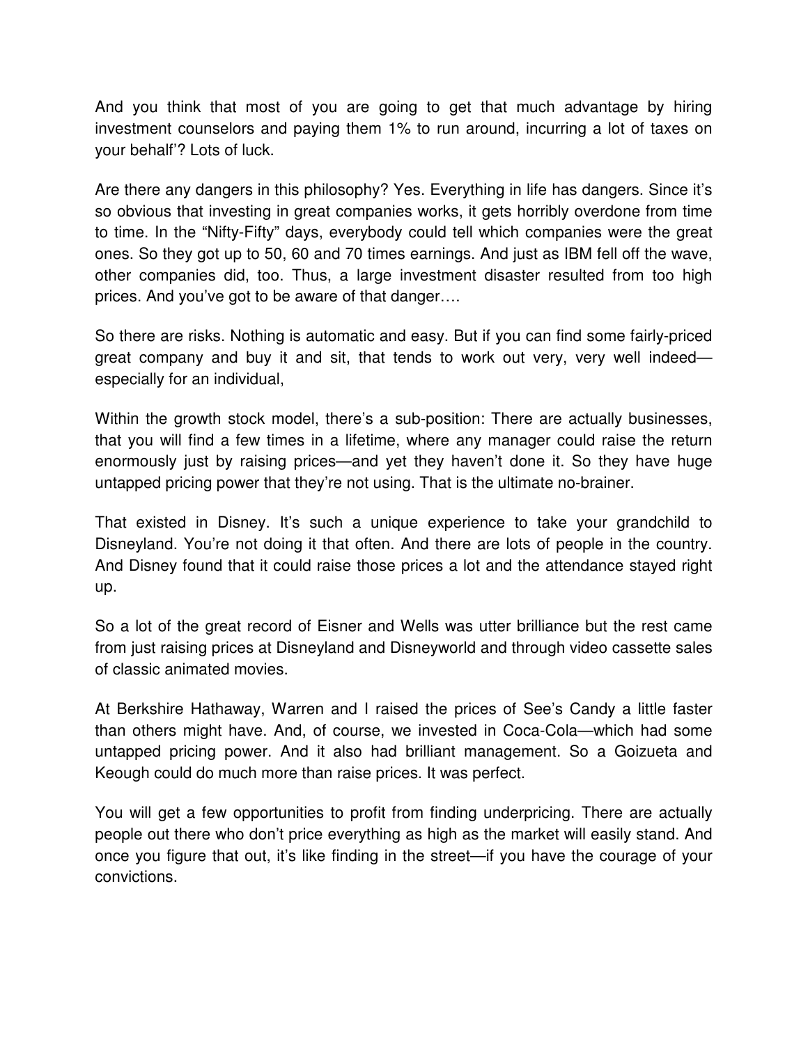And you think that most of you are going to get that much advantage by hiring investment counselors and paying them 1% to run around, incurring a lot of taxes on your behalf'? Lots of luck.

Are there any dangers in this philosophy? Yes. Everything in life has dangers. Since it's so obvious that investing in great companies works, it gets horribly overdone from time to time. In the "Nifty-Fifty" days, everybody could tell which companies were the great ones. So they got up to 50, 60 and 70 times earnings. And just as IBM fell off the wave, other companies did, too. Thus, a large investment disaster resulted from too high prices. And you've got to be aware of that danger….

So there are risks. Nothing is automatic and easy. But if you can find some fairly-priced great company and buy it and sit, that tends to work out very, very well indeed—especially for an individual,

Within the growth stock model, there's a sub-position: There are actually businesses, that you will find a few times in a lifetime, where any manager could raise the return enormously just by raising prices—and yet they haven't done it. So they have huge untapped pricing power that they're not using. That is the ultimate no-brainer.

That existed in Disney. It's such a unique experience to take your grandchild to Disneyland. You're not doing it that often. And there are lots of people in the country. And Disney found that it could raise those prices a lot and the attendance stayed right up.

So a lot of the great record of Eisner and Wells was utter brilliance but the rest came from just raising prices at Disneyland and Disneyworld and through video cassette sales of classic animated movies.

At Berkshire Hathaway, Warren and I raised the prices of See's Candy a little faster than others might have. And, of course, we invested in Coca-Cola—which had some untapped pricing power. And it also had brilliant management. So a Goizueta and Keough could do much more than raise prices. It was perfect.

You will get a few opportunities to profit from finding underpricing. There are actually people out there who don't price everything as high as the market will easily stand. And once you figure that out, it's like finding in the street—if you have the courage of your convictions.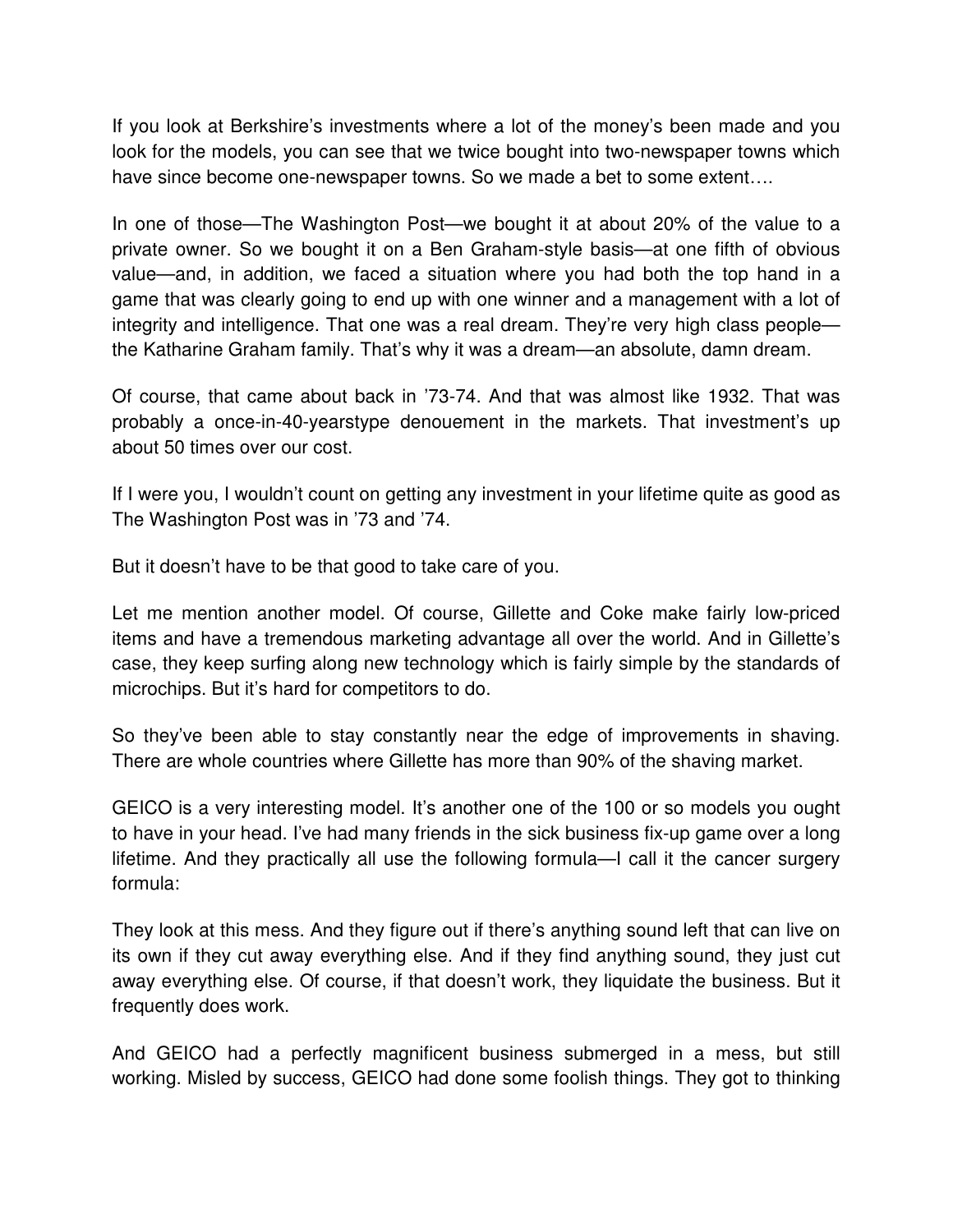If you look at Berkshire's investments where a lot of the money's been made and you look for the models, you can see that we twice bought into two-newspaper towns which have since become one-newspaper towns. So we made a bet to some extent….

In one of those—The Washington Post—we bought it at about 20% of the value to a private owner. So we bought it on a Ben Graham-style basis—at one fifth of obvious value—and, in addition, we faced a situation where you had both the top hand in a game that was clearly going to end up with one winner and a management with a lot of integrity and intelligence. That one was a real dream. They're very high class people—the Katharine Graham family. That's why it was a dream—an absolute, damn dream.

Of course, that came about back in '73-74. And that was almost like 1932. That was probably a once-in-40-yearstype denouement in the markets. That investment's up about 50 times over our cost.

If I were you, I wouldn't count on getting any investment in your lifetime quite as good as The Washington Post was in '73 and '74.

But it doesn't have to be that good to take care of you.

Let me mention another model. Of course, Gillette and Coke make fairly low-priced items and have a tremendous marketing advantage all over the world. And in Gillette's case, they keep surfing along new technology which is fairly simple by the standards of microchips. But it's hard for competitors to do.

So they've been able to stay constantly near the edge of improvements in shaving. There are whole countries where Gillette has more than 90% of the shaving market.

GEICO is a very interesting model. It's another one of the 100 or so models you ought to have in your head. I've had many friends in the sick business fix-up game over a long lifetime. And they practically all use the following formula—I call it the cancer surgery formula:

They look at this mess. And they figure out if there's anything sound left that can live on its own if they cut away everything else. And if they find anything sound, they just cut away everything else. Of course, if that doesn't work, they liquidate the business. But it frequently does work.

And GEICO had a perfectly magnificent business submerged in a mess, but still working. Misled by success, GEICO had done some foolish things. They got to thinking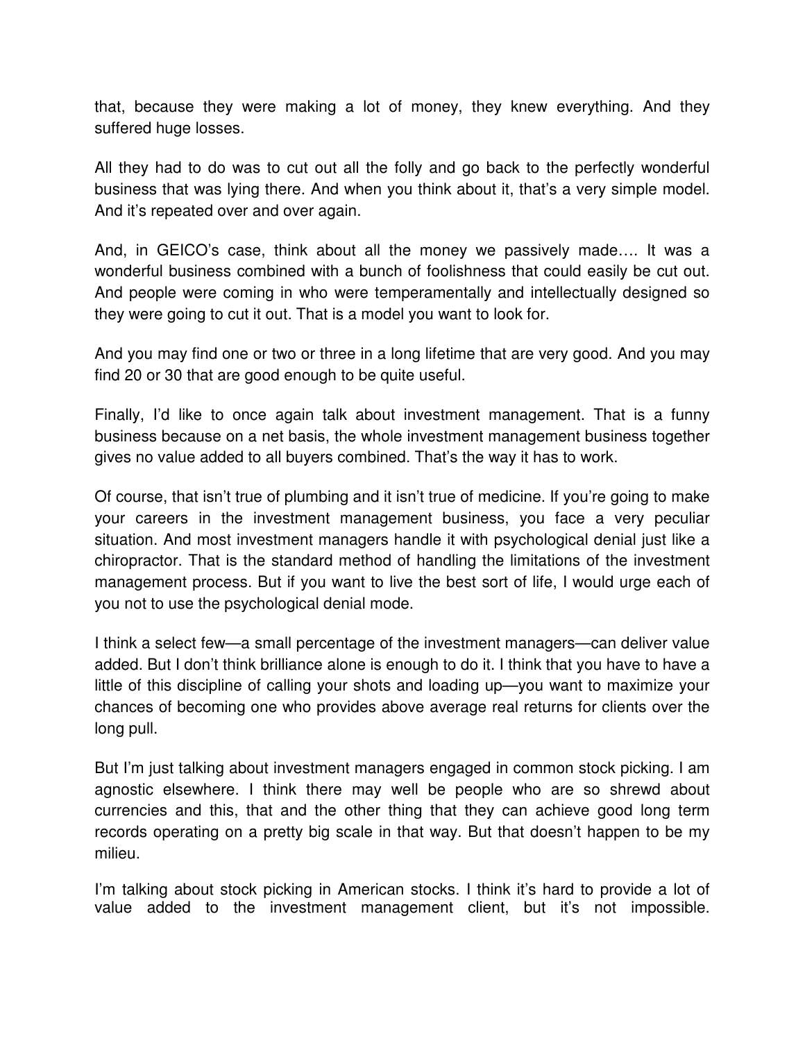that, because they were making a lot of money, they knew everything. And they suffered huge losses.

All they had to do was to cut out all the folly and go back to the perfectly wonderful business that was lying there. And when you think about it, that's a very simple model. And it's repeated over and over again.

And, in GEICO's case, think about all the money we passively made…. It was a wonderful business combined with a bunch of foolishness that could easily be cut out. And people were coming in who were temperamentally and intellectually designed so they were going to cut it out. That is a model you want to look for.

And you may find one or two or three in a long lifetime that are very good. And you may find 20 or 30 that are good enough to be quite useful.

Finally, I'd like to once again talk about investment management. That is a funny business because on a net basis, the whole investment management business together gives no value added to all buyers combined. That's the way it has to work.

Of course, that isn't true of plumbing and it isn't true of medicine. If you're going to make your careers in the investment management business, you face a very peculiar situation. And most investment managers handle it with psychological denial just like a chiropractor. That is the standard method of handling the limitations of the investment management process. But if you want to live the best sort of life, I would urge each of you not to use the psychological denial mode.

I think a select few—a small percentage of the investment managers—can deliver value added. But I don't think brilliance alone is enough to do it. I think that you have to have a little of this discipline of calling your shots and loading up—you want to maximize your chances of becoming one who provides above average real returns for clients over the long pull.

But I'm just talking about investment managers engaged in common stock picking. I am agnostic elsewhere. I think there may well be people who are so shrewd about currencies and this, that and the other thing that they can achieve good long term records operating on a pretty big scale in that way. But that doesn't happen to be my milieu.

I'm talking about stock picking in American stocks. I think it's hard to provide a lot of value added to the investment management client, but it's not impossible.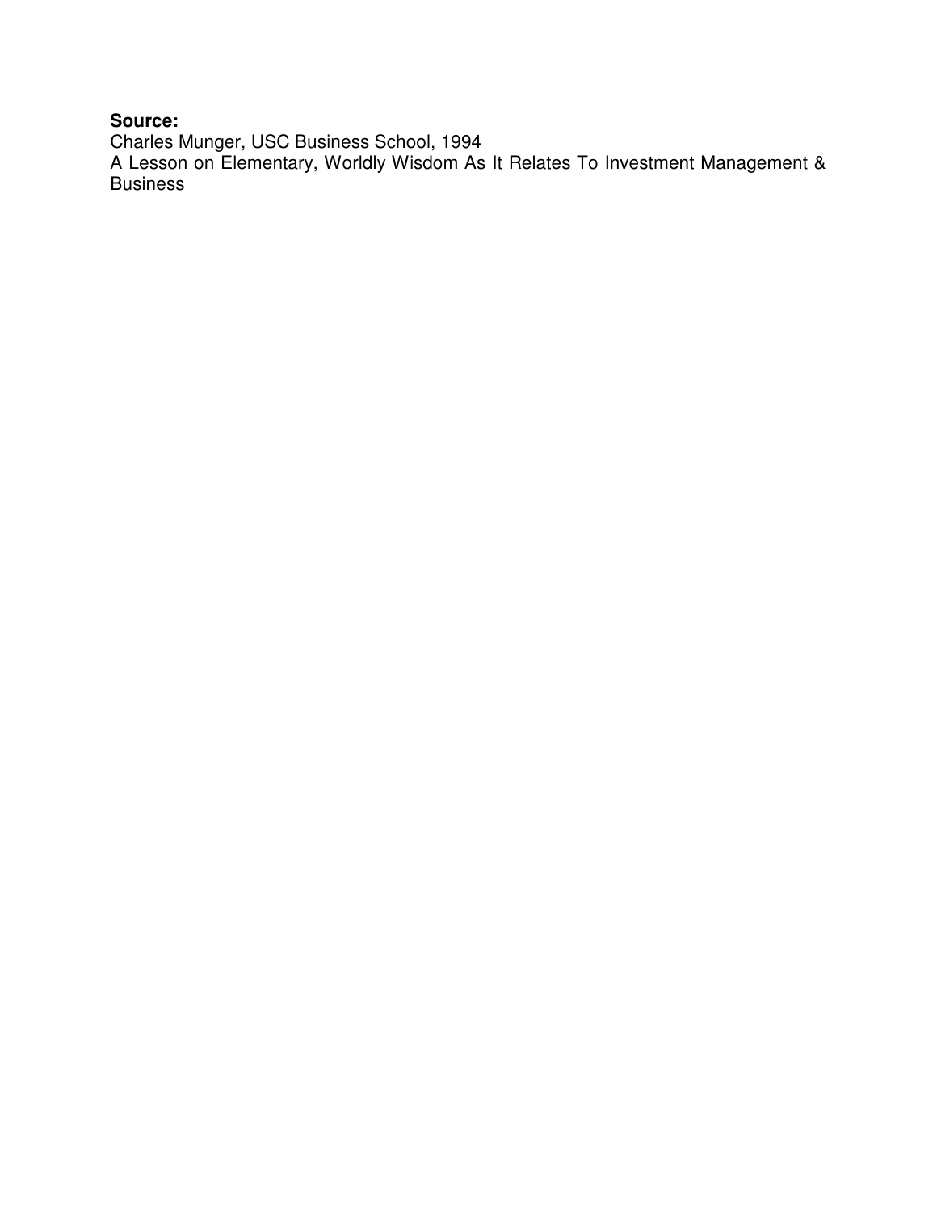**Source:**
Charles Munger, USC Business School, 1994
A Lesson on Elementary, Worldly Wisdom As It Relates To Investment Management & Business